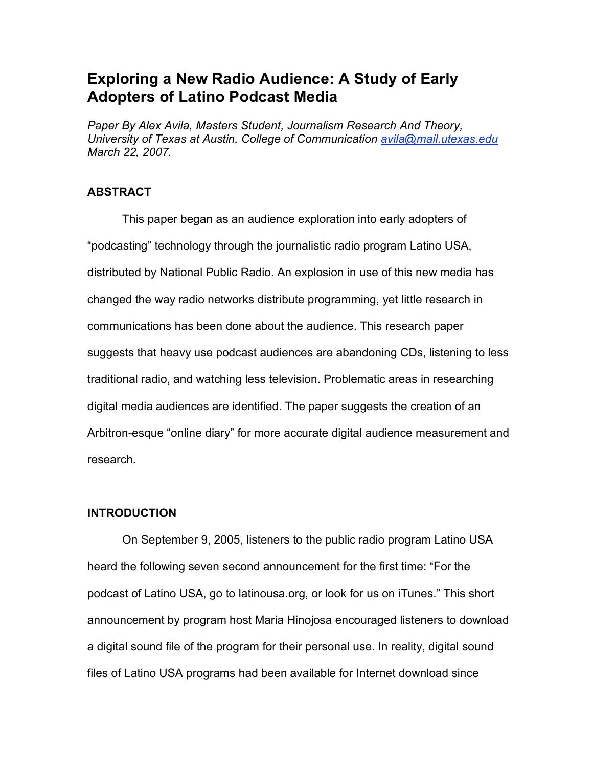# Exploring a New Radio Audience: A Study of Early Adopters of Latino Podcast Media

*Paper By Alex Avila, Masters Student, Journalism Research And Theory, University of Texas at Austin, College of Communication avila@mail.utexas.edu March 22, 2007.*

## ABSTRACT

This paper began as an audience exploration into early adopters of "podcasting" technology through the journalistic radio program Latino USA, distributed by National Public Radio. An explosion in use of this new media has changed the way radio networks distribute programming, yet little research in communications has been done about the audience. This research paper suggests that heavy use podcast audiences are abandoning CDs, listening to less traditional radio, and watching less television. Problematic areas in researching digital media audiences are identified. The paper suggests the creation of an Arbitron-esque "online diary" for more accurate digital audience measurement and research.

## INTRODUCTION

On September 9, 2005, listeners to the public radio program Latino USA heard the following seven-second announcement for the first time: "For the podcast of Latino USA, go to latinousa.org, or look for us on iTunes." This short announcement by program host Maria Hinojosa encouraged listeners to download a digital sound file of the program for their personal use. In reality, digital sound files of Latino USA programs had been available for Internet download since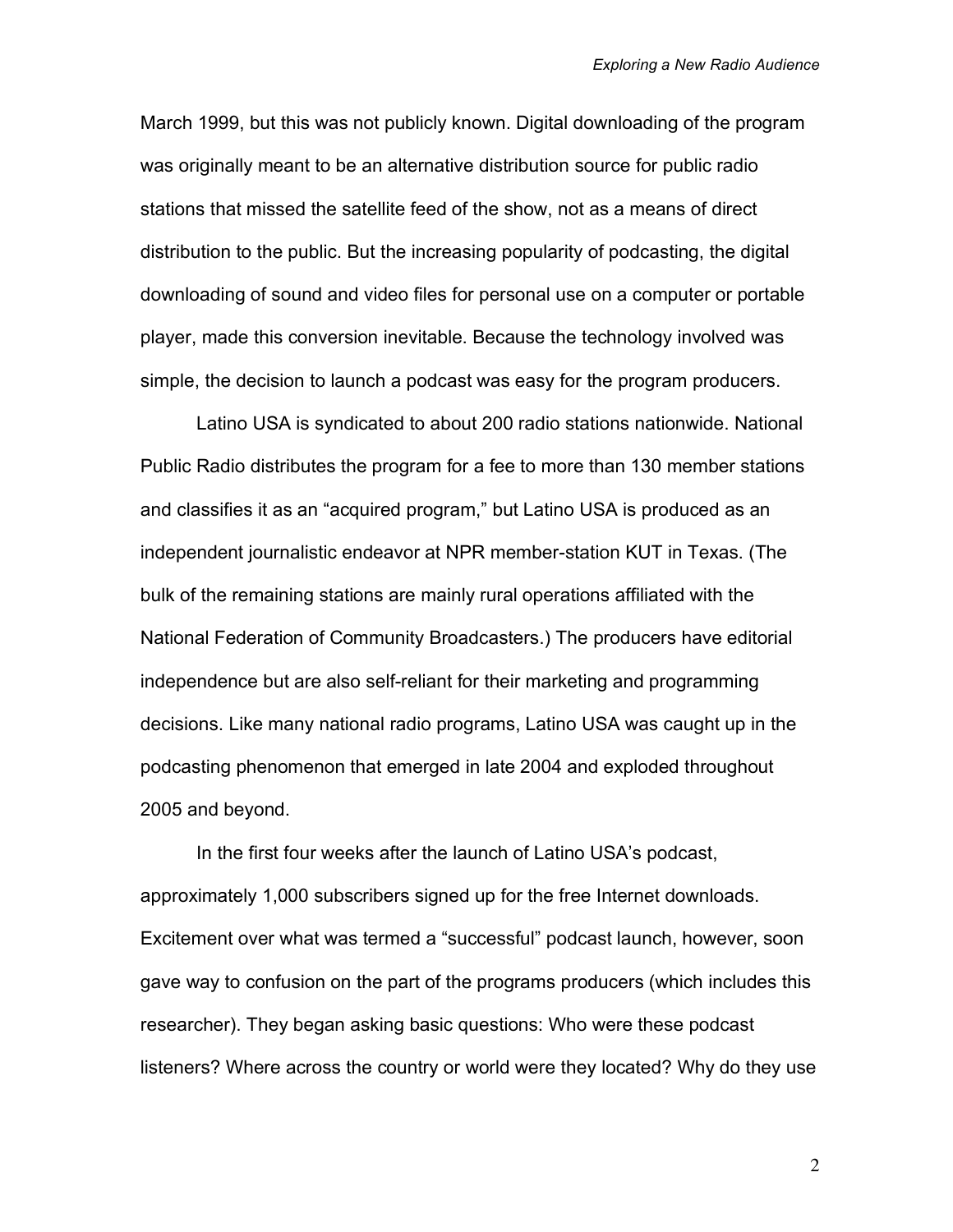March 1999, but this was not publicly known. Digital downloading of the program was originally meant to be an alternative distribution source for public radio stations that missed the satellite feed of the show, not as a means of direct distribution to the public. But the increasing popularity of podcasting, the digital downloading of sound and video files for personal use on a computer or portable player, made this conversion inevitable. Because the technology involved was simple, the decision to launch a podcast was easy for the program producers.

Latino USA is syndicated to about 200 radio stations nationwide. National Public Radio distributes the program for a fee to more than 130 member stations and classifies it as an "acquired program," but Latino USA is produced as an independent journalistic endeavor at NPR member-station KUT in Texas. (The bulk of the remaining stations are mainly rural operations affiliated with the National Federation of Community Broadcasters.) The producers have editorial independence but are also self-reliant for their marketing and programming decisions. Like many national radio programs, Latino USA was caught up in the podcasting phenomenon that emerged in late 2004 and exploded throughout 2005 and beyond.

In the first four weeks after the launch of Latino USA's podcast, approximately 1,000 subscribers signed up for the free Internet downloads. Excitement over what was termed a "successful" podcast launch, however, soon gave way to confusion on the part of the programs producers (which includes this researcher). They began asking basic questions: Who were these podcast listeners? Where across the country or world were they located? Why do they use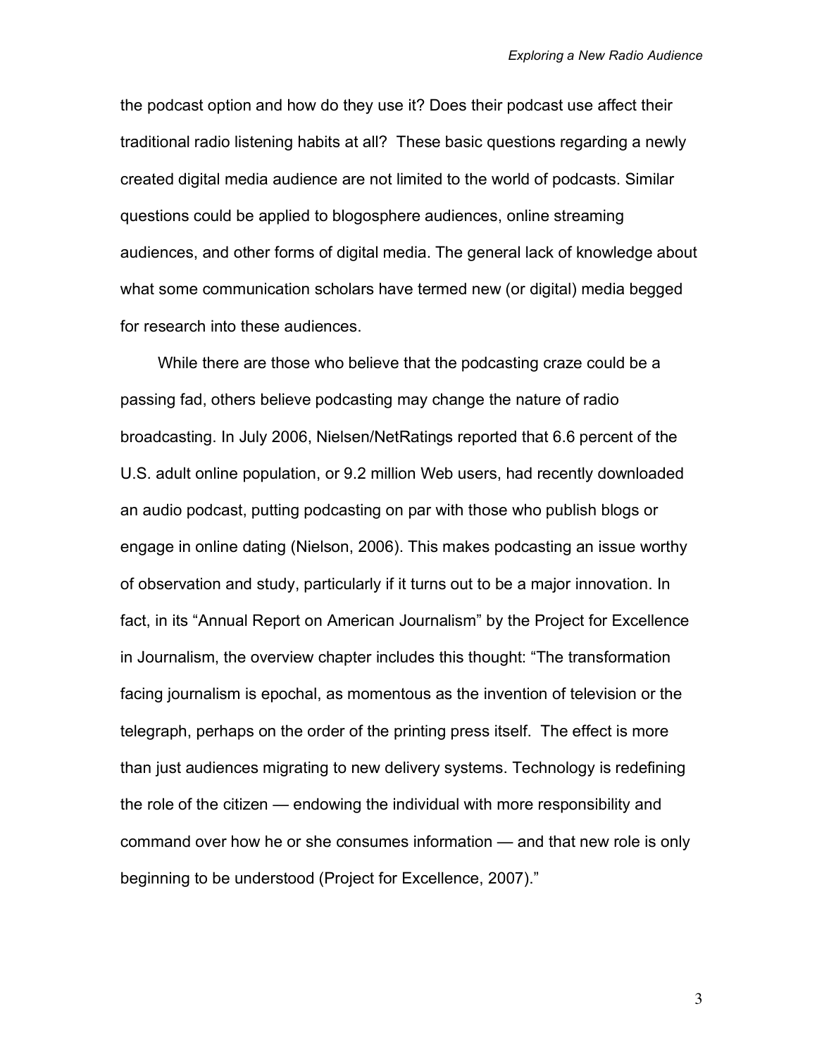the podcast option and how do they use it? Does their podcast use affect their traditional radio listening habits at all? These basic questions regarding a newly created digital media audience are not limited to the world of podcasts. Similar questions could be applied to blogosphere audiences, online streaming audiences, and other forms of digital media. The general lack of knowledge about what some communication scholars have termed new (or digital) media begged for research into these audiences.

While there are those who believe that the podcasting craze could be a passing fad, others believe podcasting may change the nature of radio broadcasting. In July 2006, Nielsen/NetRatings reported that 6.6 percent of the U.S. adult online population, or 9.2 million Web users, had recently downloaded an audio podcast, putting podcasting on par with those who publish blogs or engage in online dating (Nielson, 2006). This makes podcasting an issue worthy of observation and study, particularly if it turns out to be a major innovation. In fact, in its "Annual Report on American Journalism" by the Project for Excellence in Journalism, the overview chapter includes this thought: "The transformation facing journalism is epochal, as momentous as the invention of television or the telegraph, perhaps on the order of the printing press itself. The effect is more than just audiences migrating to new delivery systems. Technology is redefining the role of the citizen — endowing the individual with more responsibility and command over how he or she consumes information — and that new role is only beginning to be understood (Project for Excellence, 2007)."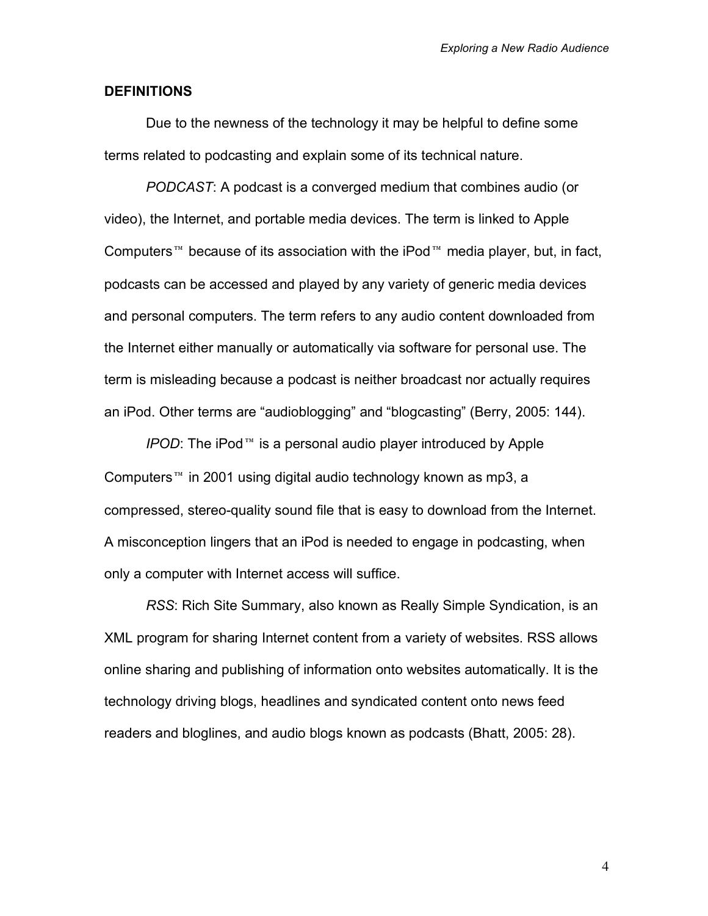## DEFINITIONS

Due to the newness of the technology it may be helpful to define some terms related to podcasting and explain some of its technical nature.

*PODCAST*: A podcast is a converged medium that combines audio (or video), the Internet, and portable media devices. The term is linked to Apple Computers™ because of its association with the iPod™ media player, but, in fact, podcasts can be accessed and played by any variety of generic media devices and personal computers. The term refers to any audio content downloaded from the Internet either manually or automatically via software for personal use. The term is misleading because a podcast is neither broadcast nor actually requires an iPod. Other terms are "audioblogging" and "blogcasting" (Berry, 2005: 144).

*IPOD*: The iPod™ is a personal audio player introduced by Apple Computers™ in 2001 using digital audio technology known as mp3, a compressed, stereo-quality sound file that is easy to download from the Internet. A misconception lingers that an iPod is needed to engage in podcasting, when only a computer with Internet access will suffice.

*RSS*: Rich Site Summary, also known as Really Simple Syndication, is an XML program for sharing Internet content from a variety of websites. RSS allows online sharing and publishing of information onto websites automatically. It is the technology driving blogs, headlines and syndicated content onto news feed readers and bloglines, and audio blogs known as podcasts (Bhatt, 2005: 28).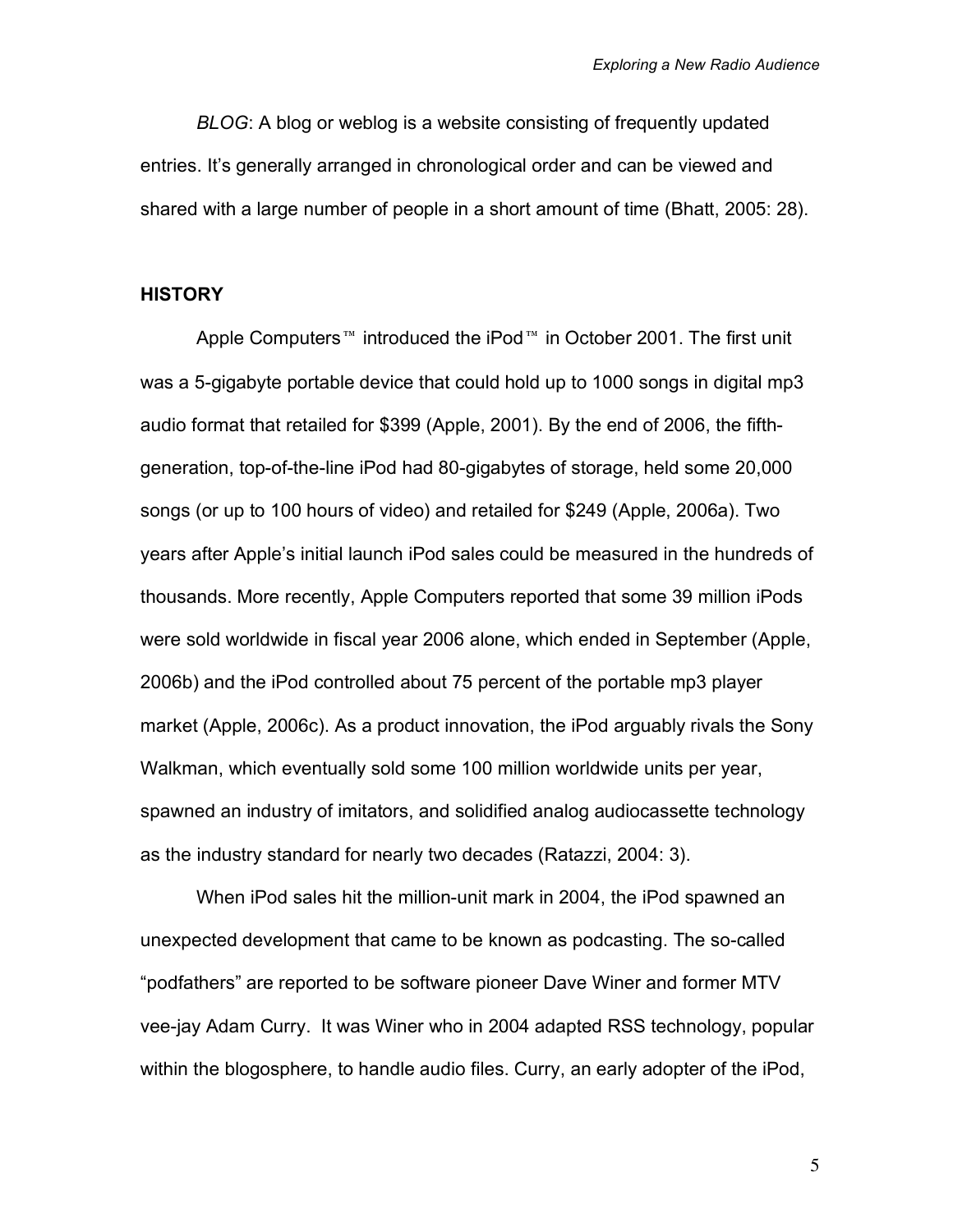*BLOG*: A blog or weblog is a website consisting of frequently updated entries. It's generally arranged in chronological order and can be viewed and shared with a large number of people in a short amount of time (Bhatt, 2005: 28).

## HISTORY

Apple Computers™ introduced the iPod™ in October 2001. The first unit was a 5-gigabyte portable device that could hold up to 1000 songs in digital mp3 audio format that retailed for $399 (Apple, 2001). By the end of 2006, the fifth-generation, top-of-the-line iPod had 80-gigabytes of storage, held some 20,000 songs (or up to 100 hours of video) and retailed for $249 (Apple, 2006a). Two years after Apple's initial launch iPod sales could be measured in the hundreds of thousands. More recently, Apple Computers reported that some 39 million iPods were sold worldwide in fiscal year 2006 alone, which ended in September (Apple, 2006b) and the iPod controlled about 75 percent of the portable mp3 player market (Apple, 2006c). As a product innovation, the iPod arguably rivals the Sony Walkman, which eventually sold some 100 million worldwide units per year, spawned an industry of imitators, and solidified analog audiocassette technology as the industry standard for nearly two decades (Ratazzi, 2004: 3).

When iPod sales hit the million-unit mark in 2004, the iPod spawned an unexpected development that came to be known as podcasting. The so-called "podfathers" are reported to be software pioneer Dave Winer and former MTV vee-jay Adam Curry. It was Winer who in 2004 adapted RSS technology, popular within the blogosphere, to handle audio files. Curry, an early adopter of the iPod,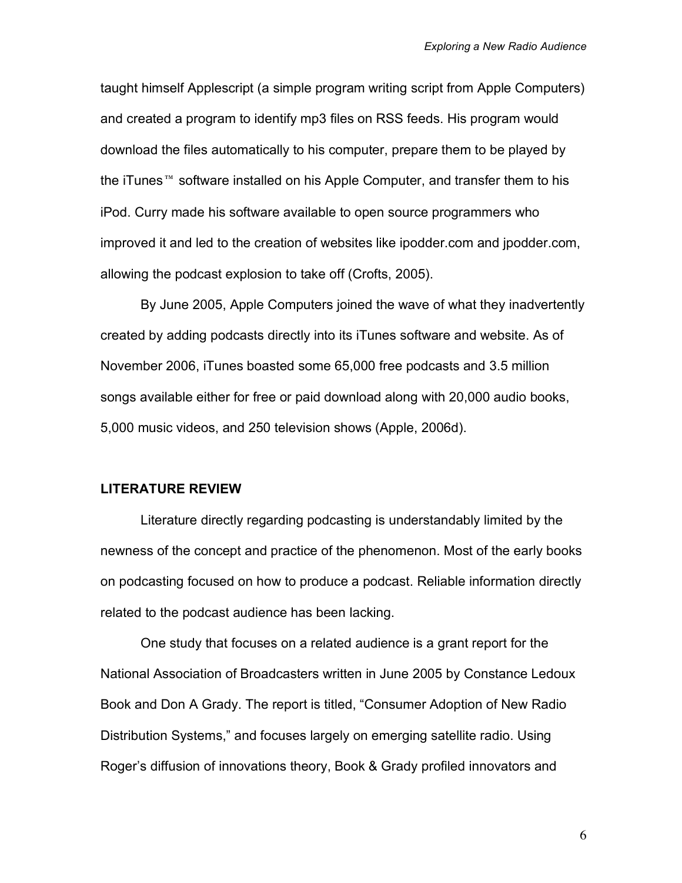taught himself Applescript (a simple program writing script from Apple Computers) and created a program to identify mp3 files on RSS feeds. His program would download the files automatically to his computer, prepare them to be played by the iTunes™ software installed on his Apple Computer, and transfer them to his iPod. Curry made his software available to open source programmers who improved it and led to the creation of websites like ipodder.com and jpodder.com, allowing the podcast explosion to take off (Crofts, 2005).

By June 2005, Apple Computers joined the wave of what they inadvertently created by adding podcasts directly into its iTunes software and website. As of November 2006, iTunes boasted some 65,000 free podcasts and 3.5 million songs available either for free or paid download along with 20,000 audio books, 5,000 music videos, and 250 television shows (Apple, 2006d).

## LITERATURE REVIEW

Literature directly regarding podcasting is understandably limited by the newness of the concept and practice of the phenomenon. Most of the early books on podcasting focused on how to produce a podcast. Reliable information directly related to the podcast audience has been lacking.

One study that focuses on a related audience is a grant report for the National Association of Broadcasters written in June 2005 by Constance Ledoux Book and Don A Grady. The report is titled, "Consumer Adoption of New Radio Distribution Systems," and focuses largely on emerging satellite radio. Using Roger's diffusion of innovations theory, Book & Grady profiled innovators and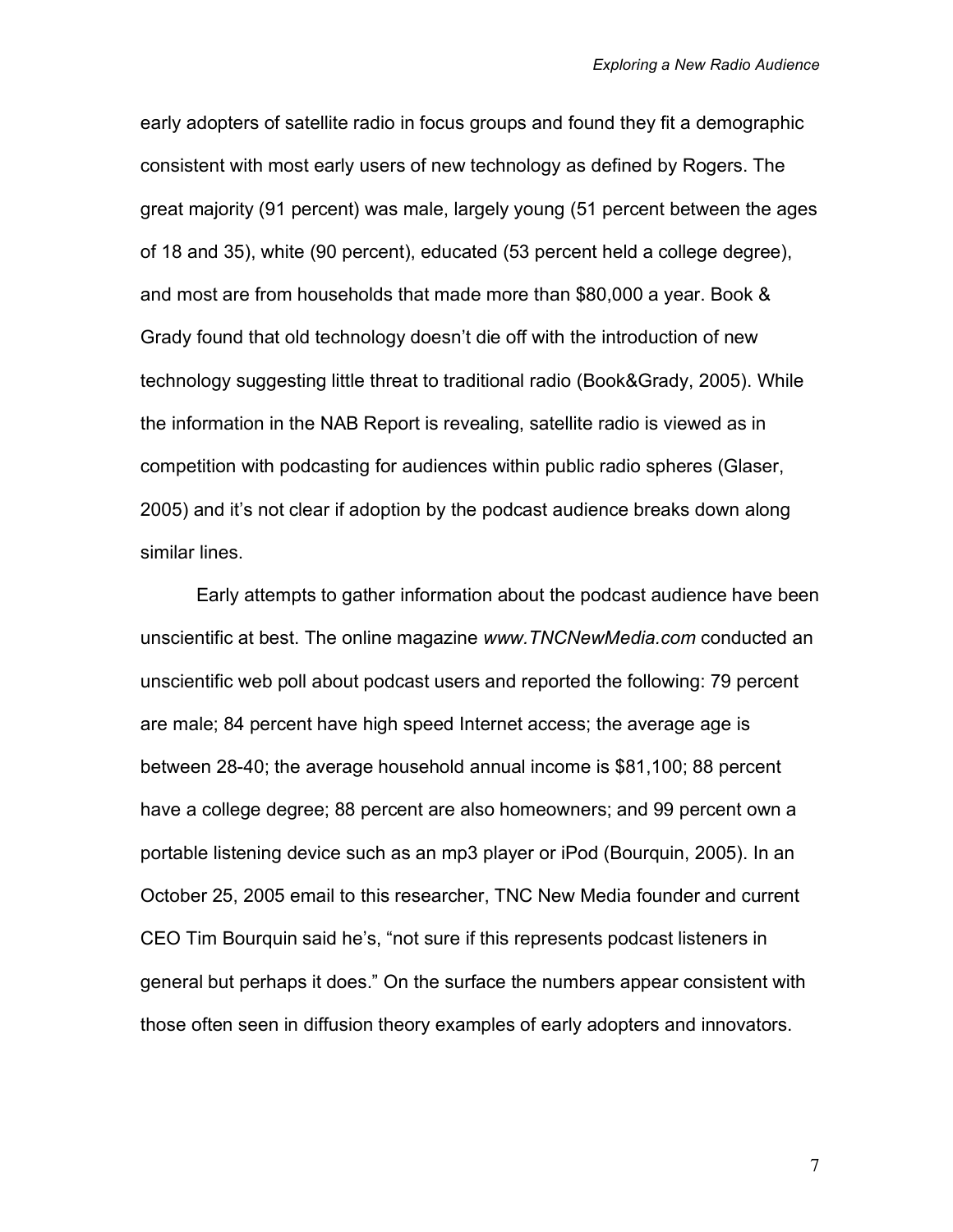early adopters of satellite radio in focus groups and found they fit a demographic consistent with most early users of new technology as defined by Rogers. The great majority (91 percent) was male, largely young (51 percent between the ages of 18 and 35), white (90 percent), educated (53 percent held a college degree), and most are from households that made more than $80,000 a year. Book & Grady found that old technology doesn't die off with the introduction of new technology suggesting little threat to traditional radio (Book&Grady, 2005). While the information in the NAB Report is revealing, satellite radio is viewed as in competition with podcasting for audiences within public radio spheres (Glaser, 2005) and it's not clear if adoption by the podcast audience breaks down along similar lines.

Early attempts to gather information about the podcast audience have been unscientific at best. The online magazine *www.TNCNewMedia.com* conducted an unscientific web poll about podcast users and reported the following: 79 percent are male; 84 percent have high speed Internet access; the average age is between 28-40; the average household annual income is $81,100; 88 percent have a college degree; 88 percent are also homeowners; and 99 percent own a portable listening device such as an mp3 player or iPod (Bourquin, 2005). In an October 25, 2005 email to this researcher, TNC New Media founder and current CEO Tim Bourquin said he's, "not sure if this represents podcast listeners in general but perhaps it does." On the surface the numbers appear consistent with those often seen in diffusion theory examples of early adopters and innovators.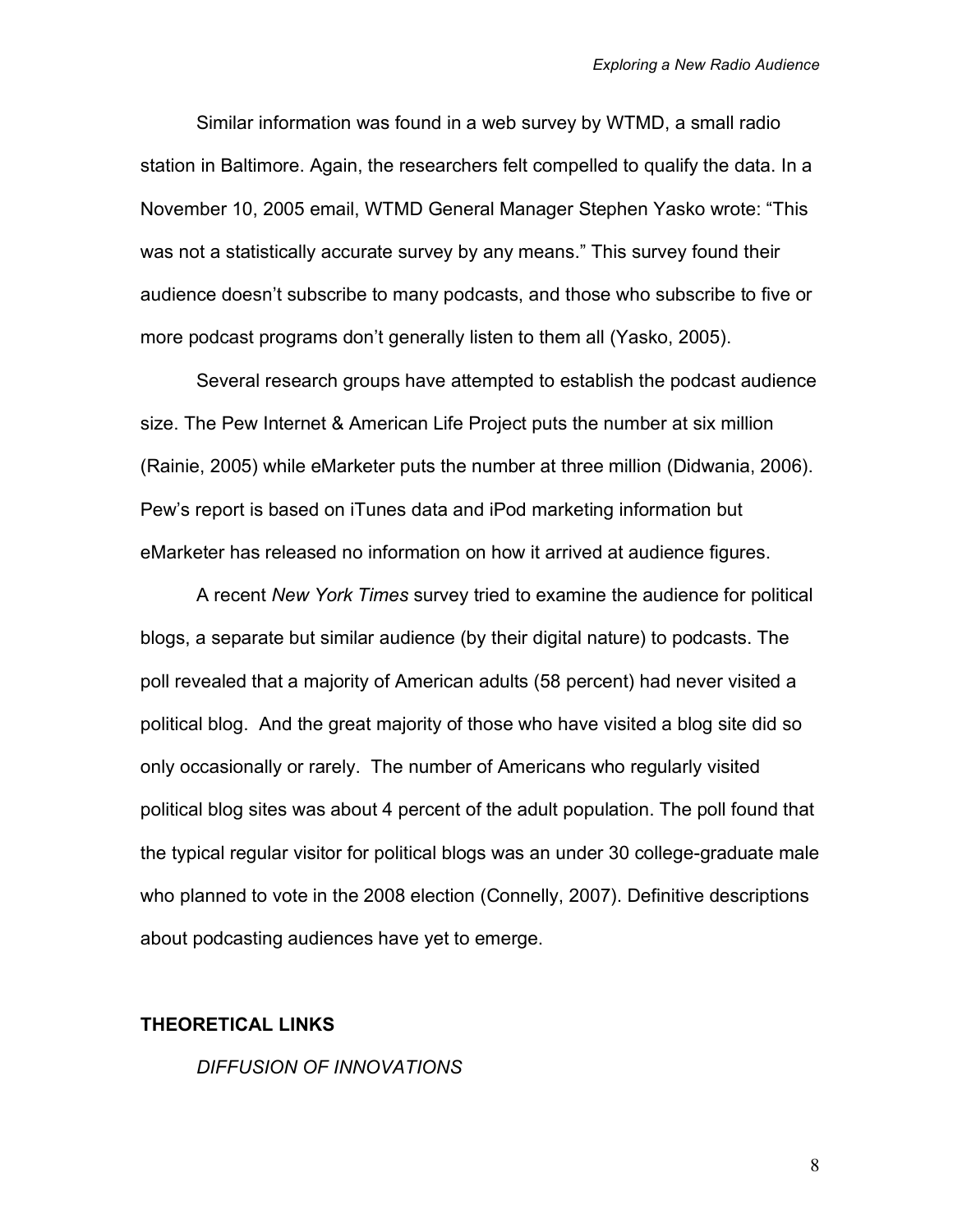Similar information was found in a web survey by WTMD, a small radio station in Baltimore. Again, the researchers felt compelled to qualify the data. In a November 10, 2005 email, WTMD General Manager Stephen Yasko wrote: “This was not a statistically accurate survey by any means.” This survey found their audience doesn’t subscribe to many podcasts, and those who subscribe to five or more podcast programs don’t generally listen to them all (Yasko, 2005).

Several research groups have attempted to establish the podcast audience size. The Pew Internet & American Life Project puts the number at six million (Rainie, 2005) while eMarketer puts the number at three million (Didwania, 2006). Pew’s report is based on iTunes data and iPod marketing information but eMarketer has released no information on how it arrived at audience figures.

A recent *New York Times* survey tried to examine the audience for political blogs, a separate but similar audience (by their digital nature) to podcasts. The poll revealed that a majority of American adults (58 percent) had never visited a political blog. And the great majority of those who have visited a blog site did so only occasionally or rarely. The number of Americans who regularly visited political blog sites was about 4 percent of the adult population. The poll found that the typical regular visitor for political blogs was an under 30 college-graduate male who planned to vote in the 2008 election (Connelly, 2007). Definitive descriptions about podcasting audiences have yet to emerge.

## THEORETICAL LINKS

### *DIFFUSION OF INNOVATIONS*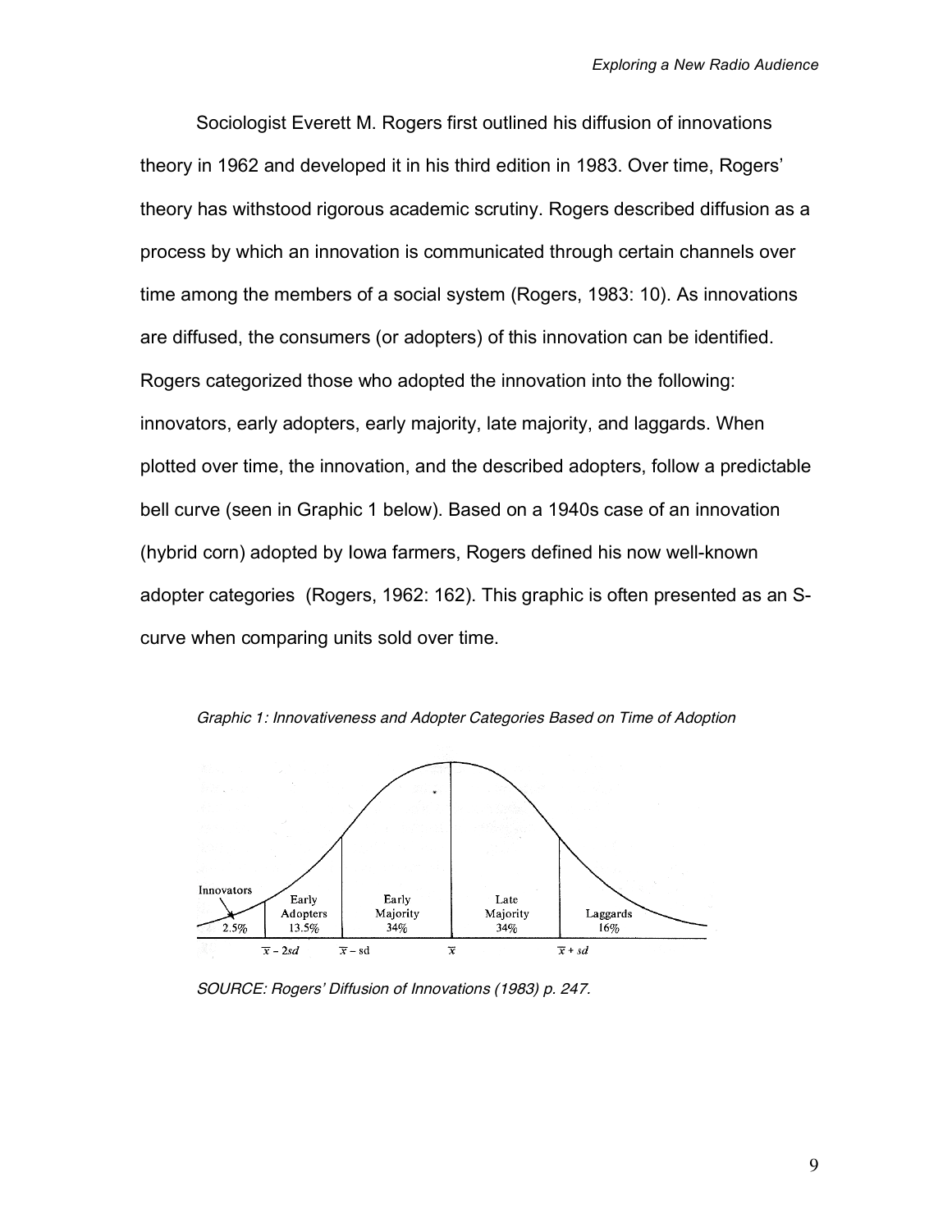Sociologist Everett M. Rogers first outlined his diffusion of innovations theory in 1962 and developed it in his third edition in 1983. Over time, Rogers' theory has withstood rigorous academic scrutiny. Rogers described diffusion as a process by which an innovation is communicated through certain channels over time among the members of a social system (Rogers, 1983: 10). As innovations are diffused, the consumers (or adopters) of this innovation can be identified. Rogers categorized those who adopted the innovation into the following: innovators, early adopters, early majority, late majority, and laggards. When plotted over time, the innovation, and the described adopters, follow a predictable bell curve (seen in Graphic 1 below). Based on a 1940s case of an innovation (hybrid corn) adopted by Iowa farmers, Rogers defined his now well-known adopter categories (Rogers, 1962: 162). This graphic is often presented as an S-curve when comparing units sold over time.

*Graphic 1: Innovativeness and Adopter Categories Based on Time of Adoption*

| Innovators | Early Adopters | Early Majority | Late Majority | Laggards |
|---|---|---|---|---|
| 2.5% | 13.5% | 34% | 34% | 16% |

$\bar{x} - 2sd$ $\quad \bar{x} - sd$ $\quad \bar{x}$ $\quad \bar{x} + sd$

*SOURCE: Rogers' Diffusion of Innovations (1983) p. 247.*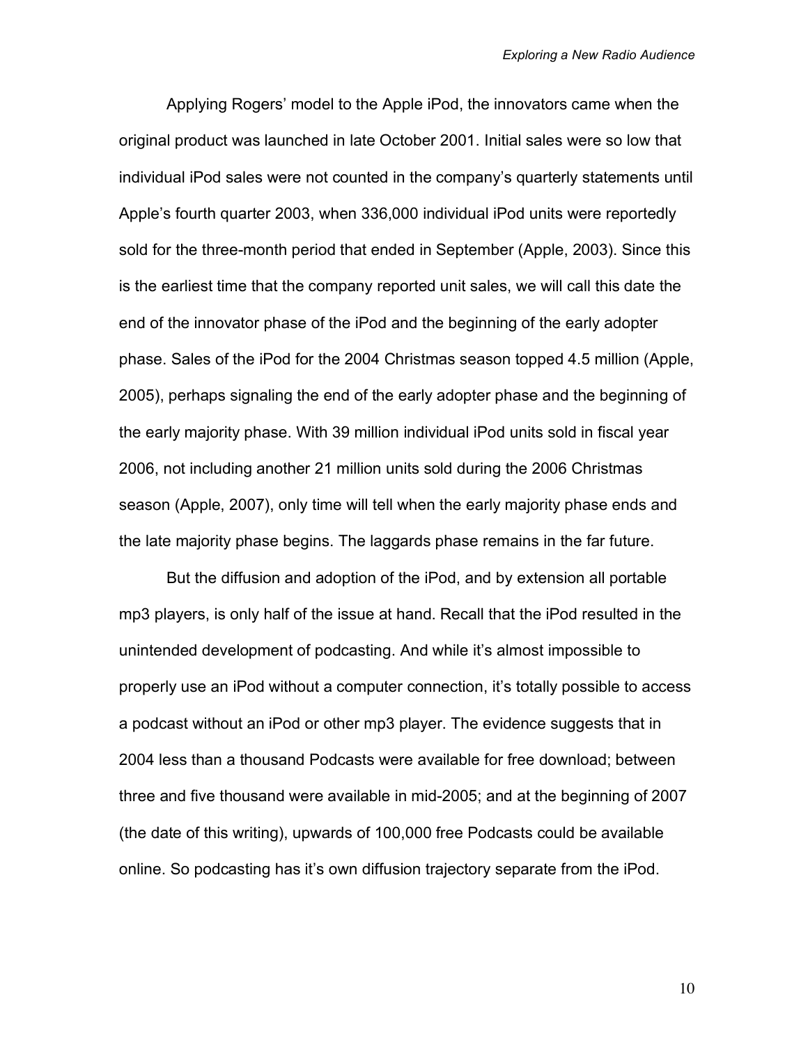Applying Rogers' model to the Apple iPod, the innovators came when the original product was launched in late October 2001. Initial sales were so low that individual iPod sales were not counted in the company's quarterly statements until Apple's fourth quarter 2003, when 336,000 individual iPod units were reportedly sold for the three-month period that ended in September (Apple, 2003). Since this is the earliest time that the company reported unit sales, we will call this date the end of the innovator phase of the iPod and the beginning of the early adopter phase. Sales of the iPod for the 2004 Christmas season topped 4.5 million (Apple, 2005), perhaps signaling the end of the early adopter phase and the beginning of the early majority phase. With 39 million individual iPod units sold in fiscal year 2006, not including another 21 million units sold during the 2006 Christmas season (Apple, 2007), only time will tell when the early majority phase ends and the late majority phase begins. The laggards phase remains in the far future.

But the diffusion and adoption of the iPod, and by extension all portable mp3 players, is only half of the issue at hand. Recall that the iPod resulted in the unintended development of podcasting. And while it's almost impossible to properly use an iPod without a computer connection, it's totally possible to access a podcast without an iPod or other mp3 player. The evidence suggests that in 2004 less than a thousand Podcasts were available for free download; between three and five thousand were available in mid-2005; and at the beginning of 2007 (the date of this writing), upwards of 100,000 free Podcasts could be available online. So podcasting has it's own diffusion trajectory separate from the iPod.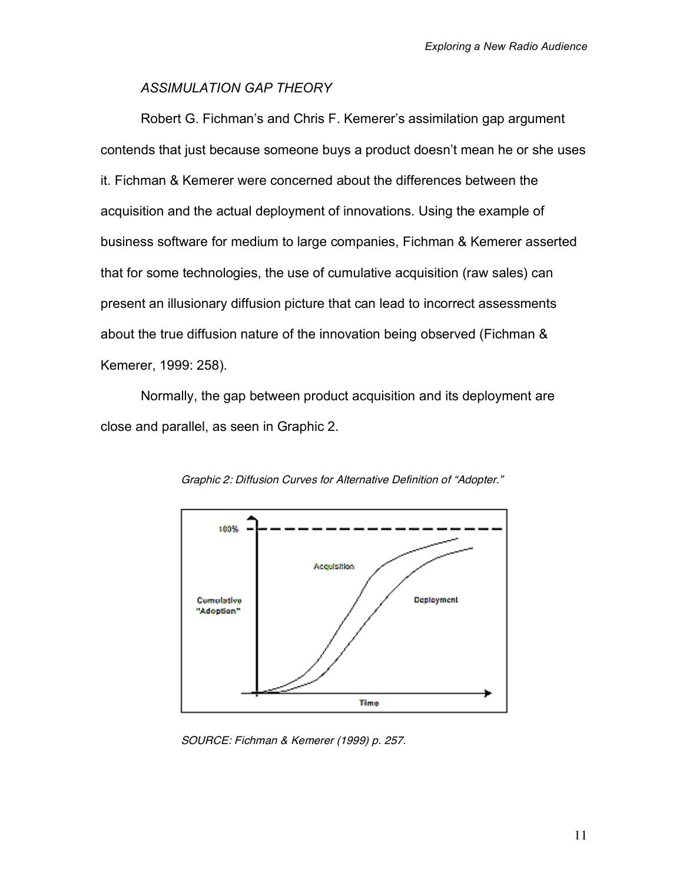*ASSIMULATION GAP THEORY*

Robert G. Fichman's and Chris F. Kemerer's assimilation gap argument contends that just because someone buys a product doesn't mean he or she uses it. Fichman & Kemerer were concerned about the differences between the acquisition and the actual deployment of innovations. Using the example of business software for medium to large companies, Fichman & Kemerer asserted that for some technologies, the use of cumulative acquisition (raw sales) can present an illusionary diffusion picture that can lead to incorrect assessments about the true diffusion nature of the innovation being observed (Fichman & Kemerer, 1999: 258).

Normally, the gap between product acquisition and its deployment are close and parallel, as seen in Graphic 2.

*Graphic 2: Diffusion Curves for Alternative Definition of "Adopter."*

*SOURCE: Fichman & Kemerer (1999) p. 257.*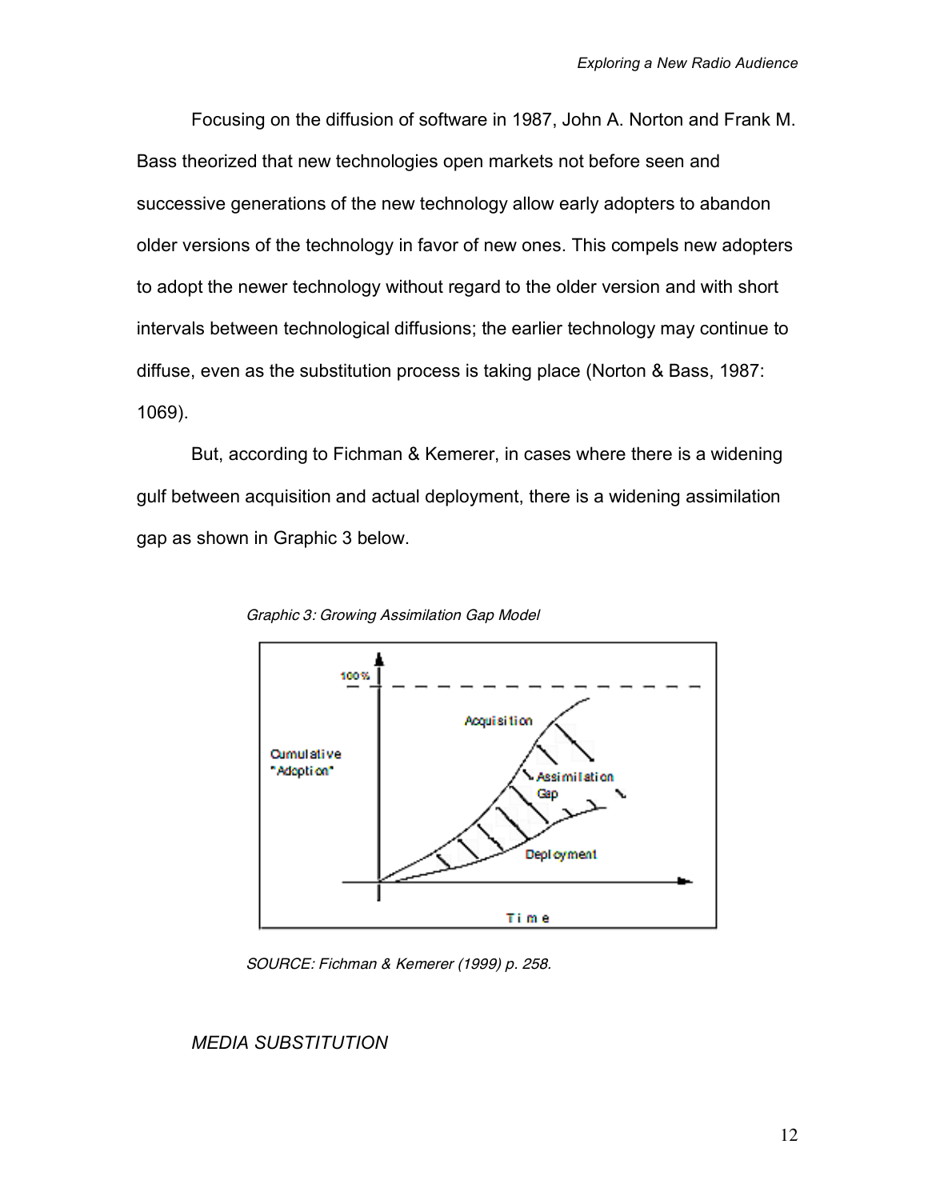Focusing on the diffusion of software in 1987, John A. Norton and Frank M. Bass theorized that new technologies open markets not before seen and successive generations of the new technology allow early adopters to abandon older versions of the technology in favor of new ones. This compels new adopters to adopt the newer technology without regard to the older version and with short intervals between technological diffusions; the earlier technology may continue to diffuse, even as the substitution process is taking place (Norton & Bass, 1987: 1069).

But, according to Fichman & Kemerer, in cases where there is a widening gulf between acquisition and actual deployment, there is a widening assimilation gap as shown in Graphic 3 below.

*Graphic 3: Growing Assimilation Gap Model*

*SOURCE: Fichman & Kemerer (1999) p. 258.*

*MEDIA SUBSTITUTION*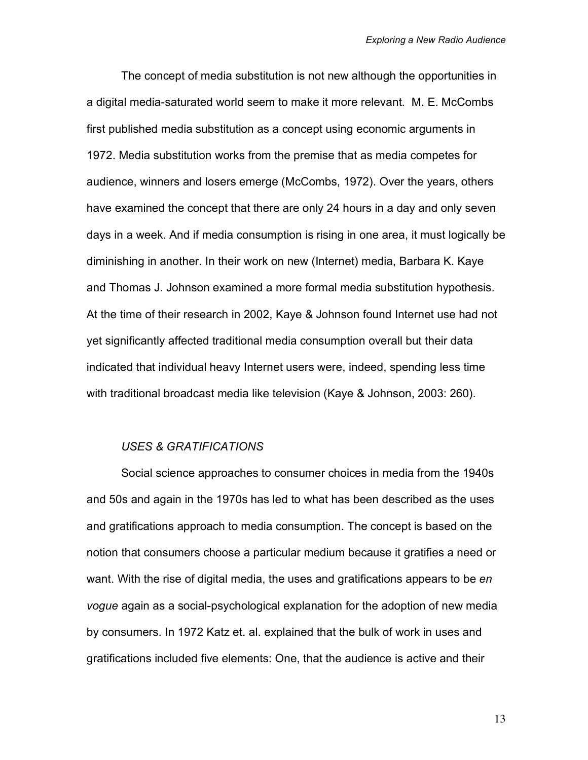The concept of media substitution is not new although the opportunities in a digital media-saturated world seem to make it more relevant. M. E. McCombs first published media substitution as a concept using economic arguments in 1972. Media substitution works from the premise that as media competes for audience, winners and losers emerge (McCombs, 1972). Over the years, others have examined the concept that there are only 24 hours in a day and only seven days in a week. And if media consumption is rising in one area, it must logically be diminishing in another. In their work on new (Internet) media, Barbara K. Kaye and Thomas J. Johnson examined a more formal media substitution hypothesis. At the time of their research in 2002, Kaye & Johnson found Internet use had not yet significantly affected traditional media consumption overall but their data indicated that individual heavy Internet users were, indeed, spending less time with traditional broadcast media like television (Kaye & Johnson, 2003: 260).

### *USES & GRATIFICATIONS*

Social science approaches to consumer choices in media from the 1940s and 50s and again in the 1970s has led to what has been described as the uses and gratifications approach to media consumption. The concept is based on the notion that consumers choose a particular medium because it gratifies a need or want. With the rise of digital media, the uses and gratifications appears to be *en vogue* again as a social-psychological explanation for the adoption of new media by consumers. In 1972 Katz et. al. explained that the bulk of work in uses and gratifications included five elements: One, that the audience is active and their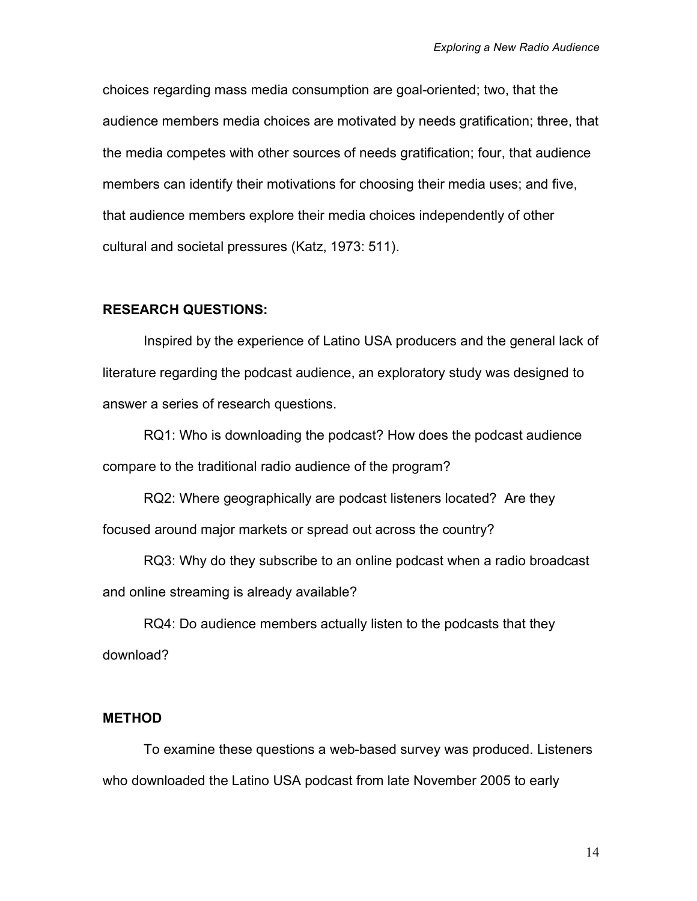choices regarding mass media consumption are goal-oriented; two, that the audience members media choices are motivated by needs gratification; three, that the media competes with other sources of needs gratification; four, that audience members can identify their motivations for choosing their media uses; and five, that audience members explore their media choices independently of other cultural and societal pressures (Katz, 1973: 511).

## RESEARCH QUESTIONS:

Inspired by the experience of Latino USA producers and the general lack of literature regarding the podcast audience, an exploratory study was designed to answer a series of research questions.

RQ1: Who is downloading the podcast? How does the podcast audience compare to the traditional radio audience of the program?

RQ2: Where geographically are podcast listeners located? Are they focused around major markets or spread out across the country?

RQ3: Why do they subscribe to an online podcast when a radio broadcast and online streaming is already available?

RQ4: Do audience members actually listen to the podcasts that they download?

## METHOD

To examine these questions a web-based survey was produced. Listeners who downloaded the Latino USA podcast from late November 2005 to early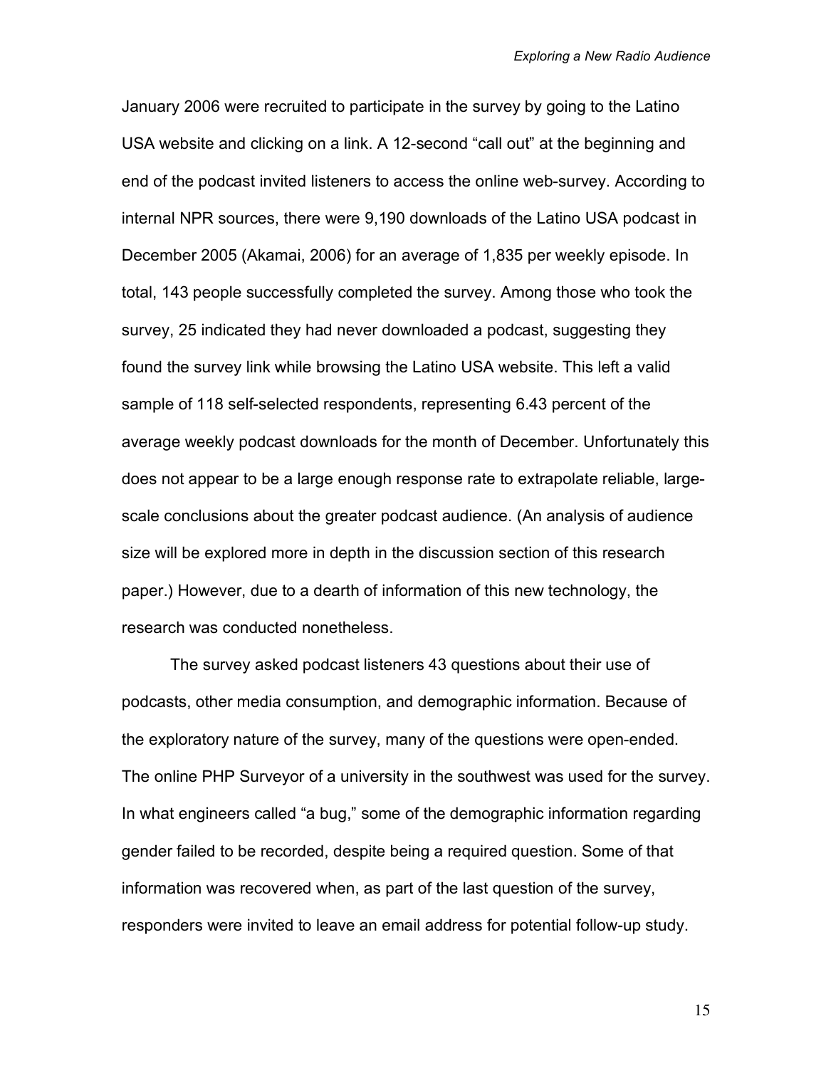January 2006 were recruited to participate in the survey by going to the Latino USA website and clicking on a link. A 12-second "call out" at the beginning and end of the podcast invited listeners to access the online web-survey. According to internal NPR sources, there were 9,190 downloads of the Latino USA podcast in December 2005 (Akamai, 2006) for an average of 1,835 per weekly episode. In total, 143 people successfully completed the survey. Among those who took the survey, 25 indicated they had never downloaded a podcast, suggesting they found the survey link while browsing the Latino USA website. This left a valid sample of 118 self-selected respondents, representing 6.43 percent of the average weekly podcast downloads for the month of December. Unfortunately this does not appear to be a large enough response rate to extrapolate reliable, large-scale conclusions about the greater podcast audience. (An analysis of audience size will be explored more in depth in the discussion section of this research paper.) However, due to a dearth of information of this new technology, the research was conducted nonetheless.

The survey asked podcast listeners 43 questions about their use of podcasts, other media consumption, and demographic information. Because of the exploratory nature of the survey, many of the questions were open-ended. The online PHP Surveyor of a university in the southwest was used for the survey. In what engineers called "a bug," some of the demographic information regarding gender failed to be recorded, despite being a required question. Some of that information was recovered when, as part of the last question of the survey, responders were invited to leave an email address for potential follow-up study.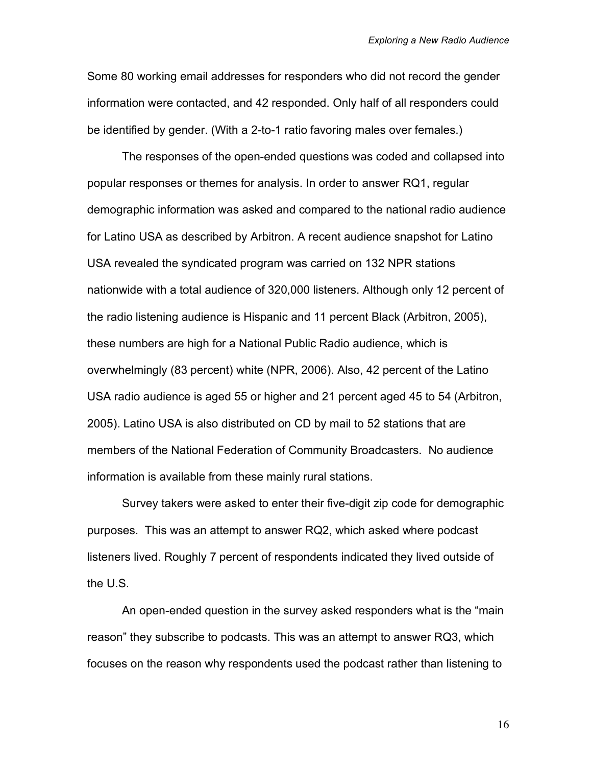Some 80 working email addresses for responders who did not record the gender information were contacted, and 42 responded. Only half of all responders could be identified by gender. (With a 2-to-1 ratio favoring males over females.)

The responses of the open-ended questions was coded and collapsed into popular responses or themes for analysis. In order to answer RQ1, regular demographic information was asked and compared to the national radio audience for Latino USA as described by Arbitron. A recent audience snapshot for Latino USA revealed the syndicated program was carried on 132 NPR stations nationwide with a total audience of 320,000 listeners. Although only 12 percent of the radio listening audience is Hispanic and 11 percent Black (Arbitron, 2005), these numbers are high for a National Public Radio audience, which is overwhelmingly (83 percent) white (NPR, 2006). Also, 42 percent of the Latino USA radio audience is aged 55 or higher and 21 percent aged 45 to 54 (Arbitron, 2005). Latino USA is also distributed on CD by mail to 52 stations that are members of the National Federation of Community Broadcasters. No audience information is available from these mainly rural stations.

Survey takers were asked to enter their five-digit zip code for demographic purposes. This was an attempt to answer RQ2, which asked where podcast listeners lived. Roughly 7 percent of respondents indicated they lived outside of the U.S.

An open-ended question in the survey asked responders what is the "main reason" they subscribe to podcasts. This was an attempt to answer RQ3, which focuses on the reason why respondents used the podcast rather than listening to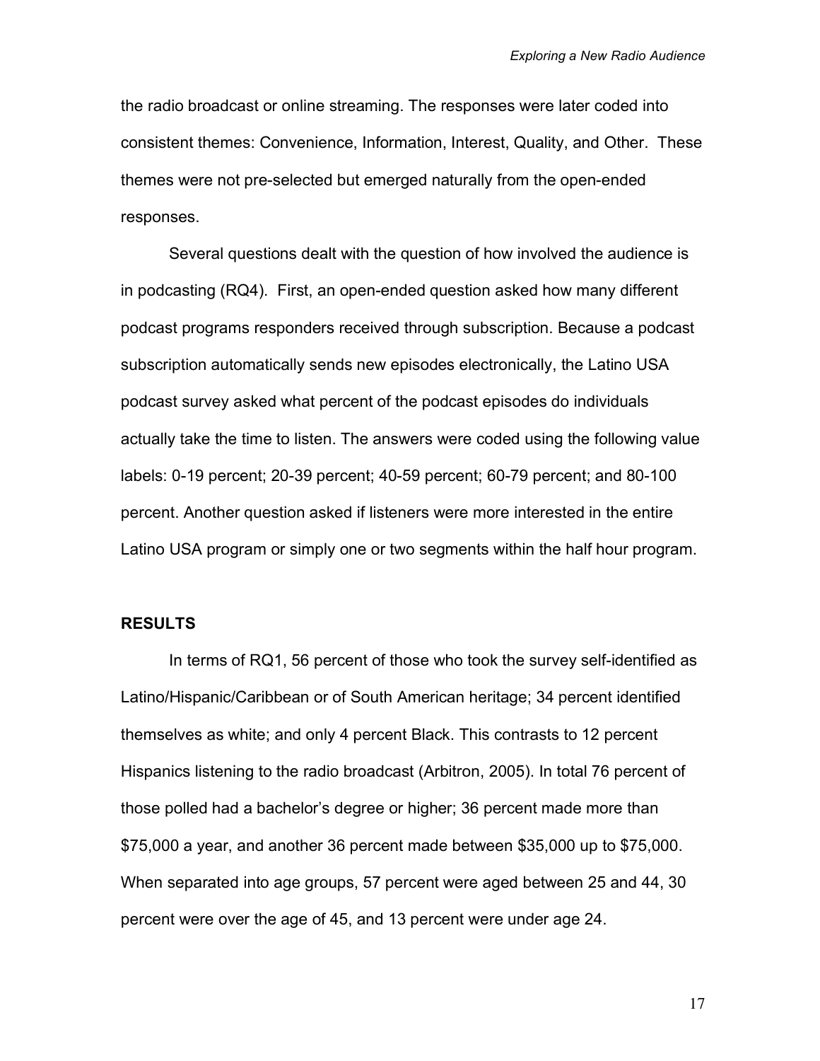the radio broadcast or online streaming. The responses were later coded into consistent themes: Convenience, Information, Interest, Quality, and Other. These themes were not pre-selected but emerged naturally from the open-ended responses.

Several questions dealt with the question of how involved the audience is in podcasting (RQ4). First, an open-ended question asked how many different podcast programs responders received through subscription. Because a podcast subscription automatically sends new episodes electronically, the Latino USA podcast survey asked what percent of the podcast episodes do individuals actually take the time to listen. The answers were coded using the following value labels: 0-19 percent; 20-39 percent; 40-59 percent; 60-79 percent; and 80-100 percent. Another question asked if listeners were more interested in the entire Latino USA program or simply one or two segments within the half hour program.

## RESULTS

In terms of RQ1, 56 percent of those who took the survey self-identified as Latino/Hispanic/Caribbean or of South American heritage; 34 percent identified themselves as white; and only 4 percent Black. This contrasts to 12 percent Hispanics listening to the radio broadcast (Arbitron, 2005). In total 76 percent of those polled had a bachelor's degree or higher; 36 percent made more than $75,000 a year, and another 36 percent made between $35,000 up to $75,000. When separated into age groups, 57 percent were aged between 25 and 44, 30 percent were over the age of 45, and 13 percent were under age 24.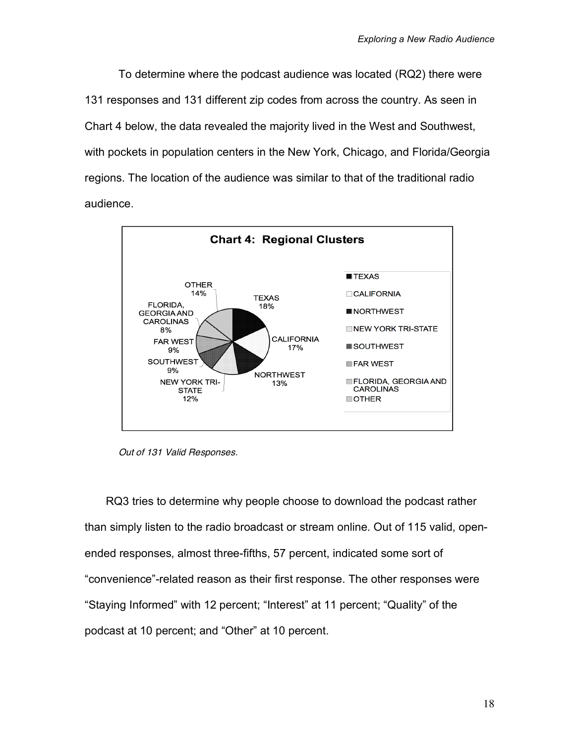To determine where the podcast audience was located (RQ2) there were 131 responses and 131 different zip codes from across the country. As seen in Chart 4 below, the data revealed the majority lived in the West and Southwest, with pockets in population centers in the New York, Chicago, and Florida/Georgia regions. The location of the audience was similar to that of the traditional radio audience.

**Chart 4: Regional Clusters**

| Region | Percent |
|---|---|
| TEXAS | 18% |
| CALIFORNIA | 17% |
| NORTHWEST | 13% |
| NEW YORK TRI-STATE | 12% |
| SOUTHWEST | 9% |
| FAR WEST | 9% |
| FLORIDA, GEORGIA AND CAROLINAS | 8% |
| OTHER | 14% |

*Out of 131 Valid Responses.*

RQ3 tries to determine why people choose to download the podcast rather than simply listen to the radio broadcast or stream online. Out of 115 valid, open-ended responses, almost three-fifths, 57 percent, indicated some sort of "convenience"-related reason as their first response. The other responses were "Staying Informed" with 12 percent; "Interest" at 11 percent; "Quality" of the podcast at 10 percent; and "Other" at 10 percent.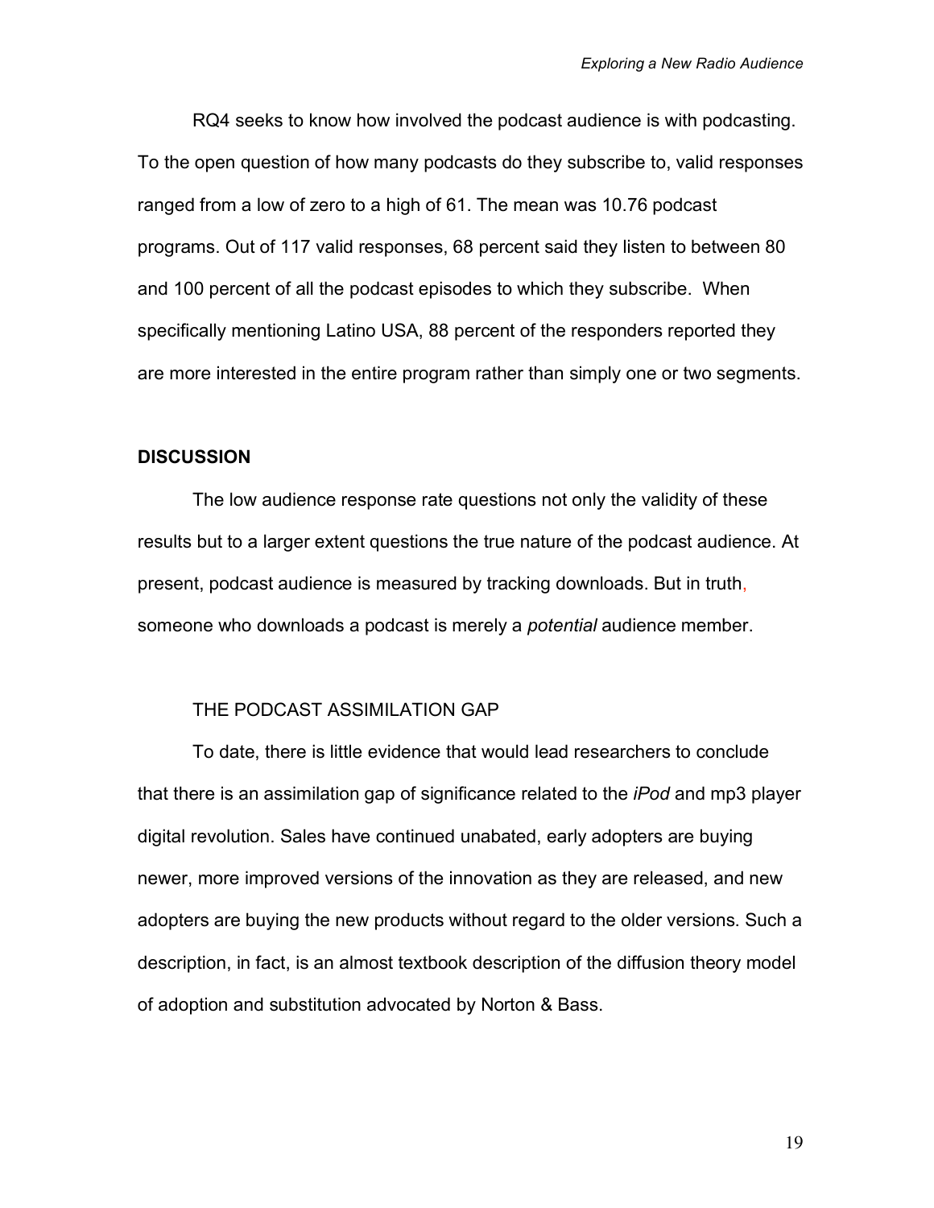RQ4 seeks to know how involved the podcast audience is with podcasting. To the open question of how many podcasts do they subscribe to, valid responses ranged from a low of zero to a high of 61. The mean was 10.76 podcast programs. Out of 117 valid responses, 68 percent said they listen to between 80 and 100 percent of all the podcast episodes to which they subscribe. When specifically mentioning Latino USA, 88 percent of the responders reported they are more interested in the entire program rather than simply one or two segments.

## DISCUSSION

The low audience response rate questions not only the validity of these results but to a larger extent questions the true nature of the podcast audience. At present, podcast audience is measured by tracking downloads. But in truth, someone who downloads a podcast is merely a *potential* audience member.

### THE PODCAST ASSIMILATION GAP

To date, there is little evidence that would lead researchers to conclude that there is an assimilation gap of significance related to the *iPod* and mp3 player digital revolution. Sales have continued unabated, early adopters are buying newer, more improved versions of the innovation as they are released, and new adopters are buying the new products without regard to the older versions. Such a description, in fact, is an almost textbook description of the diffusion theory model of adoption and substitution advocated by Norton & Bass.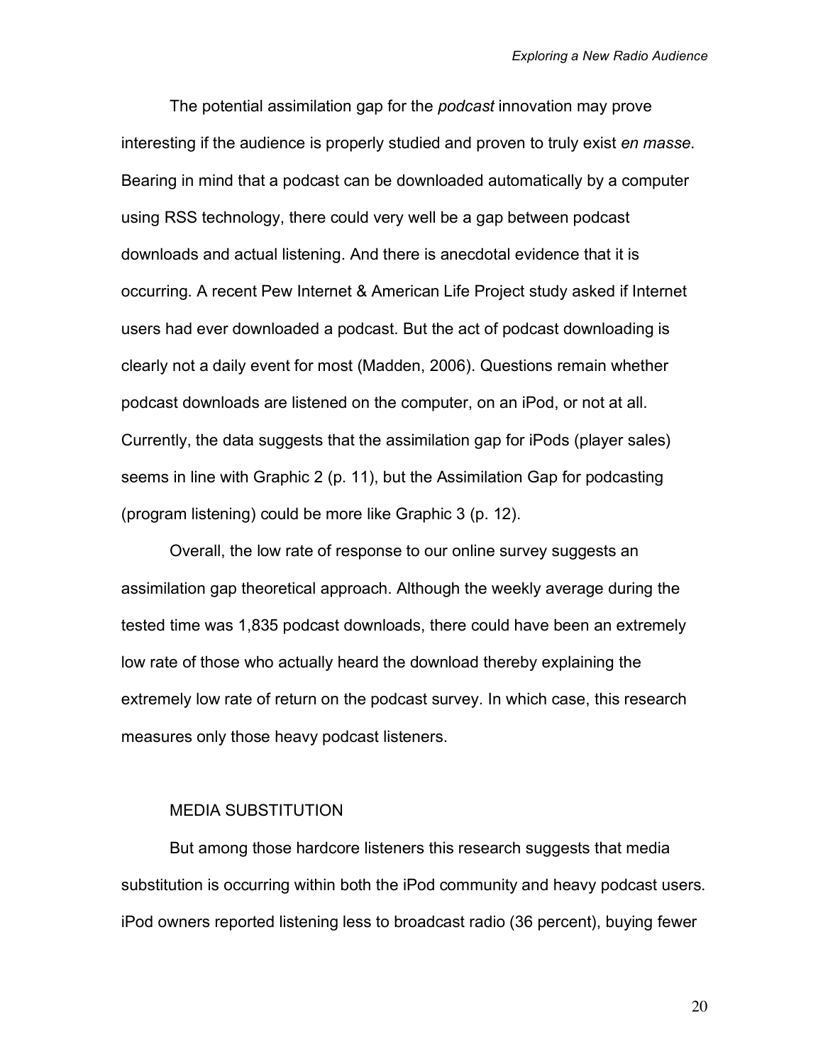The potential assimilation gap for the *podcast* innovation may prove interesting if the audience is properly studied and proven to truly exist *en masse*. Bearing in mind that a podcast can be downloaded automatically by a computer using RSS technology, there could very well be a gap between podcast downloads and actual listening. And there is anecdotal evidence that it is occurring. A recent Pew Internet & American Life Project study asked if Internet users had ever downloaded a podcast. But the act of podcast downloading is clearly not a daily event for most (Madden, 2006). Questions remain whether podcast downloads are listened on the computer, on an iPod, or not at all. Currently, the data suggests that the assimilation gap for iPods (player sales) seems in line with Graphic 2 (p. 11), but the Assimilation Gap for podcasting (program listening) could be more like Graphic 3 (p. 12).

Overall, the low rate of response to our online survey suggests an assimilation gap theoretical approach. Although the weekly average during the tested time was 1,835 podcast downloads, there could have been an extremely low rate of those who actually heard the download thereby explaining the extremely low rate of return on the podcast survey. In which case, this research measures only those heavy podcast listeners.

## MEDIA SUBSTITUTION

But among those hardcore listeners this research suggests that media substitution is occurring within both the iPod community and heavy podcast users. iPod owners reported listening less to broadcast radio (36 percent), buying fewer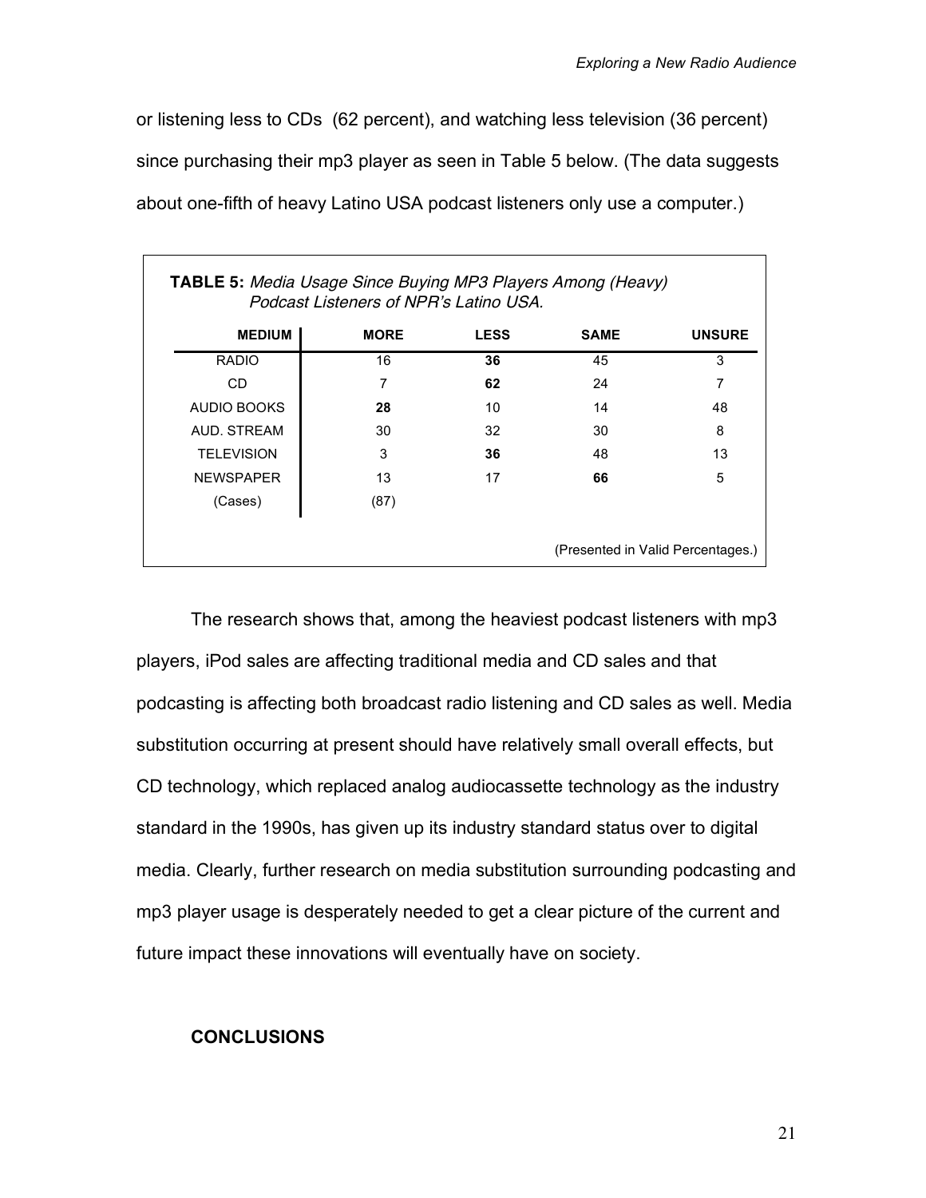or listening less to CDs  (62 percent), and watching less television (36 percent) since purchasing their mp3 player as seen in Table 5 below. (The data suggests about one-fifth of heavy Latino USA podcast listeners only use a computer.)

**TABLE 5:** *Media Usage Since Buying MP3 Players Among (Heavy) Podcast Listeners of NPR's Latino USA.*

| MEDIUM | MORE | LESS | SAME | UNSURE |
|---|---|---|---|---|
| RADIO | 16 | **36** | 45 | 3 |
| CD | 7 | **62** | 24 | 7 |
| AUDIO BOOKS | **28** | 10 | 14 | 48 |
| AUD. STREAM | 30 | 32 | 30 | 8 |
| TELEVISION | 3 | **36** | 48 | 13 |
| NEWSPAPER | 13 | 17 | **66** | 5 |
| (Cases) | (87) | | | |

(Presented in Valid Percentages.)

The research shows that, among the heaviest podcast listeners with mp3 players, iPod sales are affecting traditional media and CD sales and that podcasting is affecting both broadcast radio listening and CD sales as well. Media substitution occurring at present should have relatively small overall effects, but CD technology, which replaced analog audiocassette technology as the industry standard in the 1990s, has given up its industry standard status over to digital media. Clearly, further research on media substitution surrounding podcasting and mp3 player usage is desperately needed to get a clear picture of the current and future impact these innovations will eventually have on society.

## CONCLUSIONS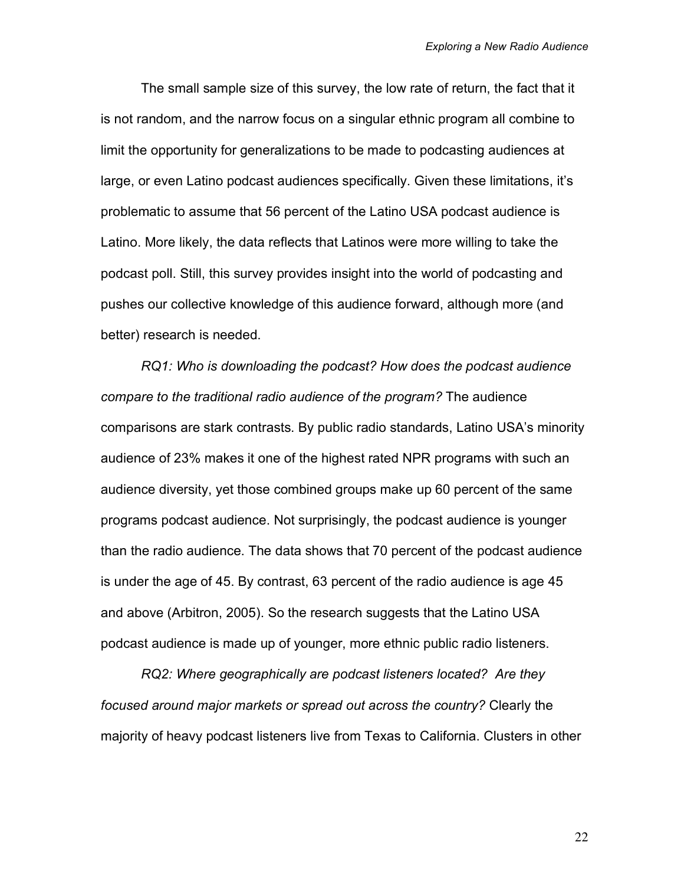The small sample size of this survey, the low rate of return, the fact that it is not random, and the narrow focus on a singular ethnic program all combine to limit the opportunity for generalizations to be made to podcasting audiences at large, or even Latino podcast audiences specifically. Given these limitations, it's problematic to assume that 56 percent of the Latino USA podcast audience is Latino. More likely, the data reflects that Latinos were more willing to take the podcast poll. Still, this survey provides insight into the world of podcasting and pushes our collective knowledge of this audience forward, although more (and better) research is needed.

*RQ1: Who is downloading the podcast? How does the podcast audience compare to the traditional radio audience of the program?* The audience comparisons are stark contrasts. By public radio standards, Latino USA's minority audience of 23% makes it one of the highest rated NPR programs with such an audience diversity, yet those combined groups make up 60 percent of the same programs podcast audience. Not surprisingly, the podcast audience is younger than the radio audience. The data shows that 70 percent of the podcast audience is under the age of 45. By contrast, 63 percent of the radio audience is age 45 and above (Arbitron, 2005). So the research suggests that the Latino USA podcast audience is made up of younger, more ethnic public radio listeners.

*RQ2: Where geographically are podcast listeners located? Are they focused around major markets or spread out across the country?* Clearly the majority of heavy podcast listeners live from Texas to California. Clusters in other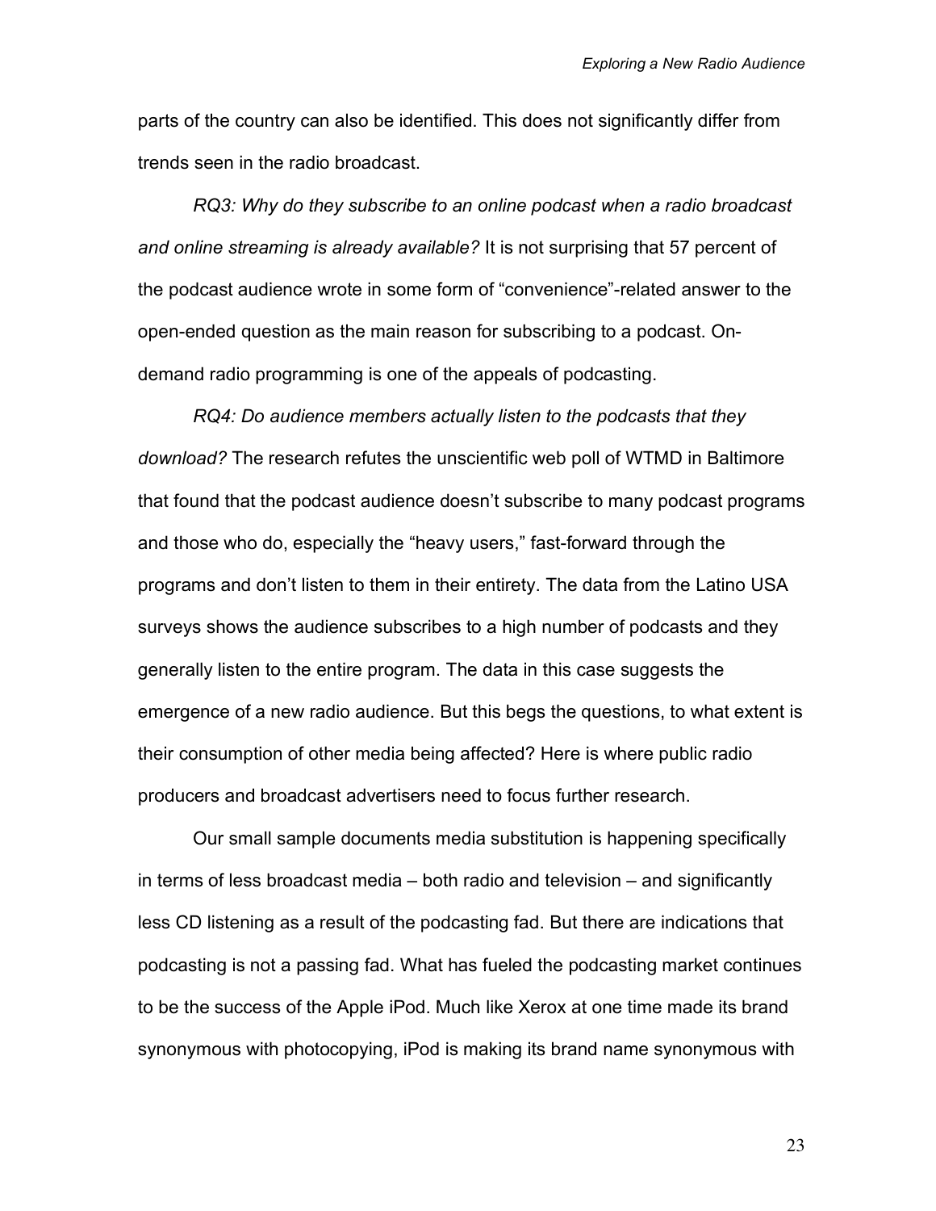parts of the country can also be identified. This does not significantly differ from trends seen in the radio broadcast.

*RQ3: Why do they subscribe to an online podcast when a radio broadcast and online streaming is already available?* It is not surprising that 57 percent of the podcast audience wrote in some form of "convenience"-related answer to the open-ended question as the main reason for subscribing to a podcast. On-demand radio programming is one of the appeals of podcasting.

*RQ4: Do audience members actually listen to the podcasts that they download?* The research refutes the unscientific web poll of WTMD in Baltimore that found that the podcast audience doesn't subscribe to many podcast programs and those who do, especially the "heavy users," fast-forward through the programs and don't listen to them in their entirety. The data from the Latino USA surveys shows the audience subscribes to a high number of podcasts and they generally listen to the entire program. The data in this case suggests the emergence of a new radio audience. But this begs the questions, to what extent is their consumption of other media being affected? Here is where public radio producers and broadcast advertisers need to focus further research.

Our small sample documents media substitution is happening specifically in terms of less broadcast media – both radio and television – and significantly less CD listening as a result of the podcasting fad. But there are indications that podcasting is not a passing fad. What has fueled the podcasting market continues to be the success of the Apple iPod. Much like Xerox at one time made its brand synonymous with photocopying, iPod is making its brand name synonymous with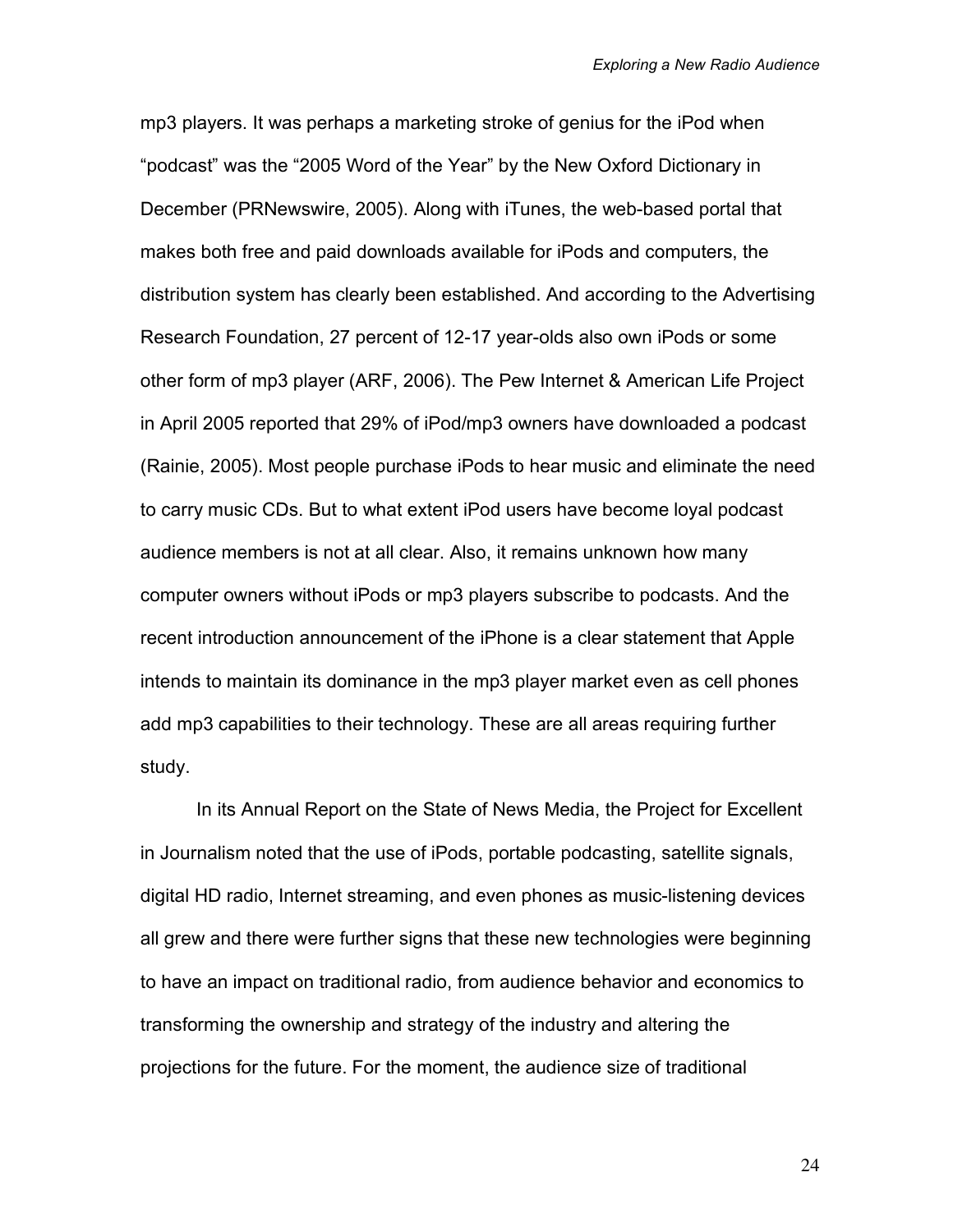mp3 players. It was perhaps a marketing stroke of genius for the iPod when "podcast" was the "2005 Word of the Year" by the New Oxford Dictionary in December (PRNewswire, 2005). Along with iTunes, the web-based portal that makes both free and paid downloads available for iPods and computers, the distribution system has clearly been established. And according to the Advertising Research Foundation, 27 percent of 12-17 year-olds also own iPods or some other form of mp3 player (ARF, 2006). The Pew Internet & American Life Project in April 2005 reported that 29% of iPod/mp3 owners have downloaded a podcast (Rainie, 2005). Most people purchase iPods to hear music and eliminate the need to carry music CDs. But to what extent iPod users have become loyal podcast audience members is not at all clear. Also, it remains unknown how many computer owners without iPods or mp3 players subscribe to podcasts. And the recent introduction announcement of the iPhone is a clear statement that Apple intends to maintain its dominance in the mp3 player market even as cell phones add mp3 capabilities to their technology. These are all areas requiring further study.

In its Annual Report on the State of News Media, the Project for Excellent in Journalism noted that the use of iPods, portable podcasting, satellite signals, digital HD radio, Internet streaming, and even phones as music-listening devices all grew and there were further signs that these new technologies were beginning to have an impact on traditional radio, from audience behavior and economics to transforming the ownership and strategy of the industry and altering the projections for the future. For the moment, the audience size of traditional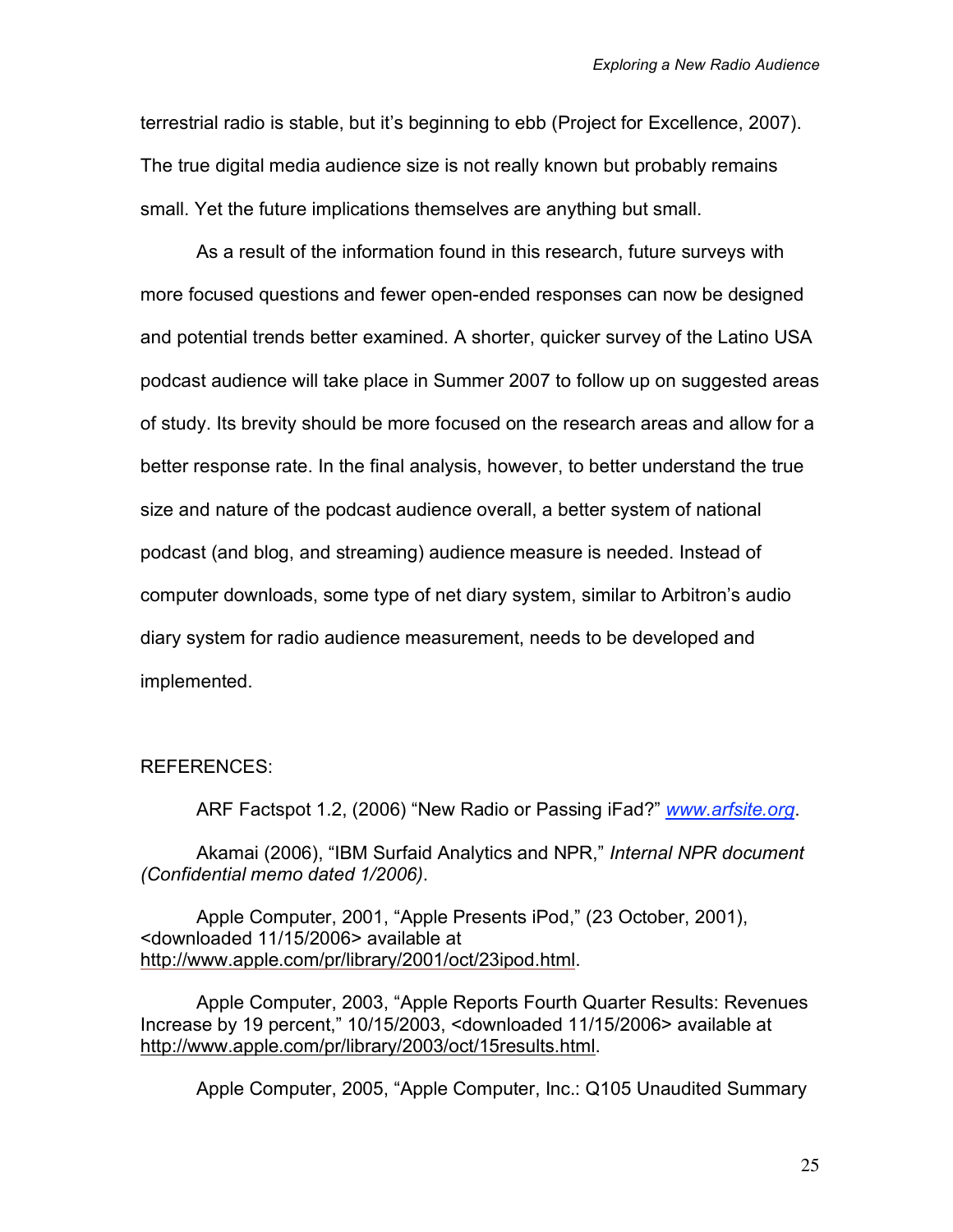terrestrial radio is stable, but it's beginning to ebb (Project for Excellence, 2007). The true digital media audience size is not really known but probably remains small. Yet the future implications themselves are anything but small.

As a result of the information found in this research, future surveys with more focused questions and fewer open-ended responses can now be designed and potential trends better examined. A shorter, quicker survey of the Latino USA podcast audience will take place in Summer 2007 to follow up on suggested areas of study. Its brevity should be more focused on the research areas and allow for a better response rate. In the final analysis, however, to better understand the true size and nature of the podcast audience overall, a better system of national podcast (and blog, and streaming) audience measure is needed. Instead of computer downloads, some type of net diary system, similar to Arbitron's audio diary system for radio audience measurement, needs to be developed and implemented.

REFERENCES:

ARF Factspot 1.2, (2006) "New Radio or Passing iFad?" *www.arfsite.org*.

Akamai (2006), "IBM Surfaid Analytics and NPR," *Internal NPR document (Confidential memo dated 1/2006)*.

Apple Computer, 2001, "Apple Presents iPod," (23 October, 2001), <downloaded 11/15/2006> available at http://www.apple.com/pr/library/2001/oct/23ipod.html.

Apple Computer, 2003, "Apple Reports Fourth Quarter Results: Revenues Increase by 19 percent," 10/15/2003, <downloaded 11/15/2006> available at http://www.apple.com/pr/library/2003/oct/15results.html.

Apple Computer, 2005, "Apple Computer, Inc.: Q105 Unaudited Summary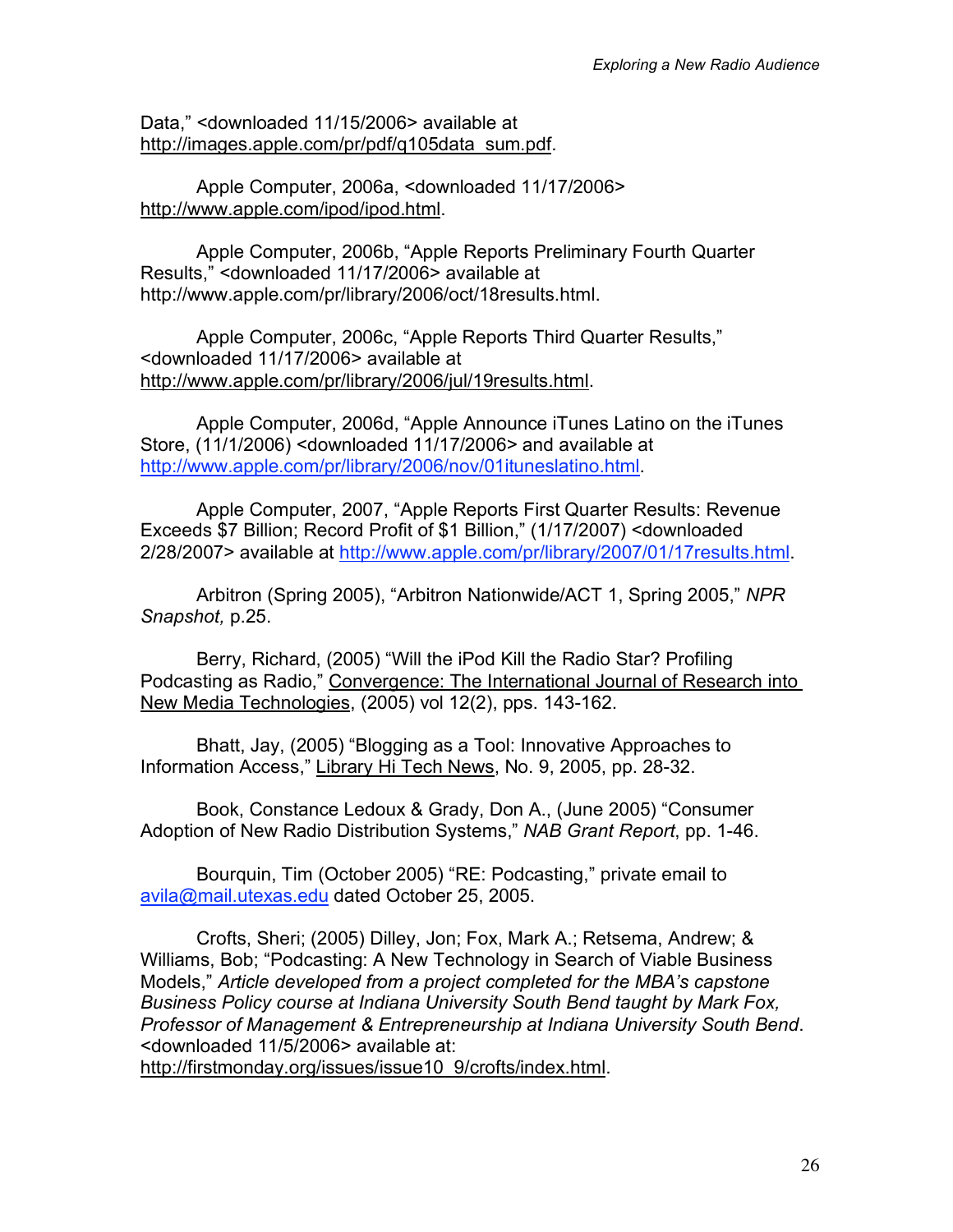Data," <downloaded 11/15/2006> available at http://images.apple.com/pr/pdf/q105data_sum.pdf.

Apple Computer, 2006a, <downloaded 11/17/2006> http://www.apple.com/ipod/ipod.html.

Apple Computer, 2006b, "Apple Reports Preliminary Fourth Quarter Results," <downloaded 11/17/2006> available at http://www.apple.com/pr/library/2006/oct/18results.html.

Apple Computer, 2006c, "Apple Reports Third Quarter Results," <downloaded 11/17/2006> available at http://www.apple.com/pr/library/2006/jul/19results.html.

Apple Computer, 2006d, "Apple Announce iTunes Latino on the iTunes Store, (11/1/2006) <downloaded 11/17/2006> and available at http://www.apple.com/pr/library/2006/nov/01ituneslatino.html.

Apple Computer, 2007, "Apple Reports First Quarter Results: Revenue Exceeds $7 Billion; Record Profit of $1 Billion," (1/17/2007) <downloaded 2/28/2007> available at http://www.apple.com/pr/library/2007/01/17results.html.

Arbitron (Spring 2005), "Arbitron Nationwide/ACT 1, Spring 2005," *NPR Snapshot,* p.25.

Berry, Richard, (2005) "Will the iPod Kill the Radio Star? Profiling Podcasting as Radio," Convergence: The International Journal of Research into New Media Technologies, (2005) vol 12(2), pps. 143-162.

Bhatt, Jay, (2005) "Blogging as a Tool: Innovative Approaches to Information Access," Library Hi Tech News, No. 9, 2005, pp. 28-32.

Book, Constance Ledoux & Grady, Don A., (June 2005) "Consumer Adoption of New Radio Distribution Systems," *NAB Grant Report*, pp. 1-46.

Bourquin, Tim (October 2005) "RE: Podcasting," private email to avila@mail.utexas.edu dated October 25, 2005.

Crofts, Sheri; (2005) Dilley, Jon; Fox, Mark A.; Retsema, Andrew; & Williams, Bob; "Podcasting: A New Technology in Search of Viable Business Models," *Article developed from a project completed for the MBA's capstone Business Policy course at Indiana University South Bend taught by Mark Fox, Professor of Management & Entrepreneurship at Indiana University South Bend*. <downloaded 11/5/2006> available at: http://firstmonday.org/issues/issue10_9/crofts/index.html.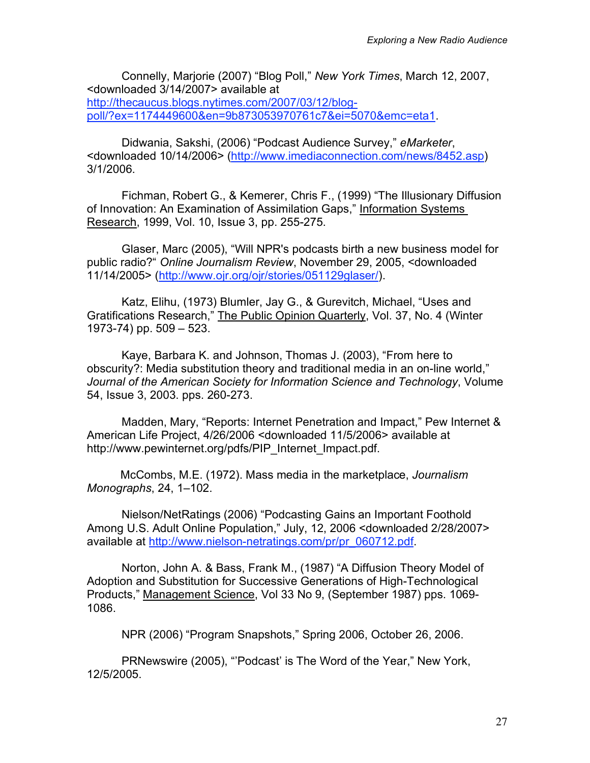Connelly, Marjorie (2007) "Blog Poll," *New York Times*, March 12, 2007, <downloaded 3/14/2007> available at http://thecaucus.blogs.nytimes.com/2007/03/12/blog-poll/?ex=1174449600&en=9b873053970761c7&ei=5070&emc=eta1.

Didwania, Sakshi, (2006) "Podcast Audience Survey," *eMarketer*, <downloaded 10/14/2006> (http://www.imediaconnection.com/news/8452.asp) 3/1/2006.

Fichman, Robert G., & Kemerer, Chris F., (1999) "The Illusionary Diffusion of Innovation: An Examination of Assimilation Gaps," Information Systems Research, 1999, Vol. 10, Issue 3, pp. 255-275.

Glaser, Marc (2005), "Will NPR's podcasts birth a new business model for public radio?" *Online Journalism Review*, November 29, 2005, <downloaded 11/14/2005> (http://www.ojr.org/ojr/stories/051129glaser/).

Katz, Elihu, (1973) Blumler, Jay G., & Gurevitch, Michael, "Uses and Gratifications Research," The Public Opinion Quarterly, Vol. 37, No. 4 (Winter 1973-74) pp. 509 – 523.

Kaye, Barbara K. and Johnson, Thomas J. (2003), "From here to obscurity?: Media substitution theory and traditional media in an on-line world," *Journal of the American Society for Information Science and Technology*, Volume 54, Issue 3, 2003. pps. 260-273.

Madden, Mary, "Reports: Internet Penetration and Impact," Pew Internet & American Life Project, 4/26/2006 <downloaded 11/5/2006> available at http://www.pewinternet.org/pdfs/PIP_Internet_Impact.pdf.

McCombs, M.E. (1972). Mass media in the marketplace, *Journalism Monographs*, 24, 1–102.

Nielson/NetRatings (2006) "Podcasting Gains an Important Foothold Among U.S. Adult Online Population," July, 12, 2006 <downloaded 2/28/2007> available at http://www.nielson-netratings.com/pr/pr_060712.pdf.

Norton, John A. & Bass, Frank M., (1987) "A Diffusion Theory Model of Adoption and Substitution for Successive Generations of High-Technological Products," Management Science, Vol 33 No 9, (September 1987) pps. 1069-1086.

NPR (2006) "Program Snapshots," Spring 2006, October 26, 2006.

PRNewswire (2005), "'Podcast' is The Word of the Year," New York, 12/5/2005.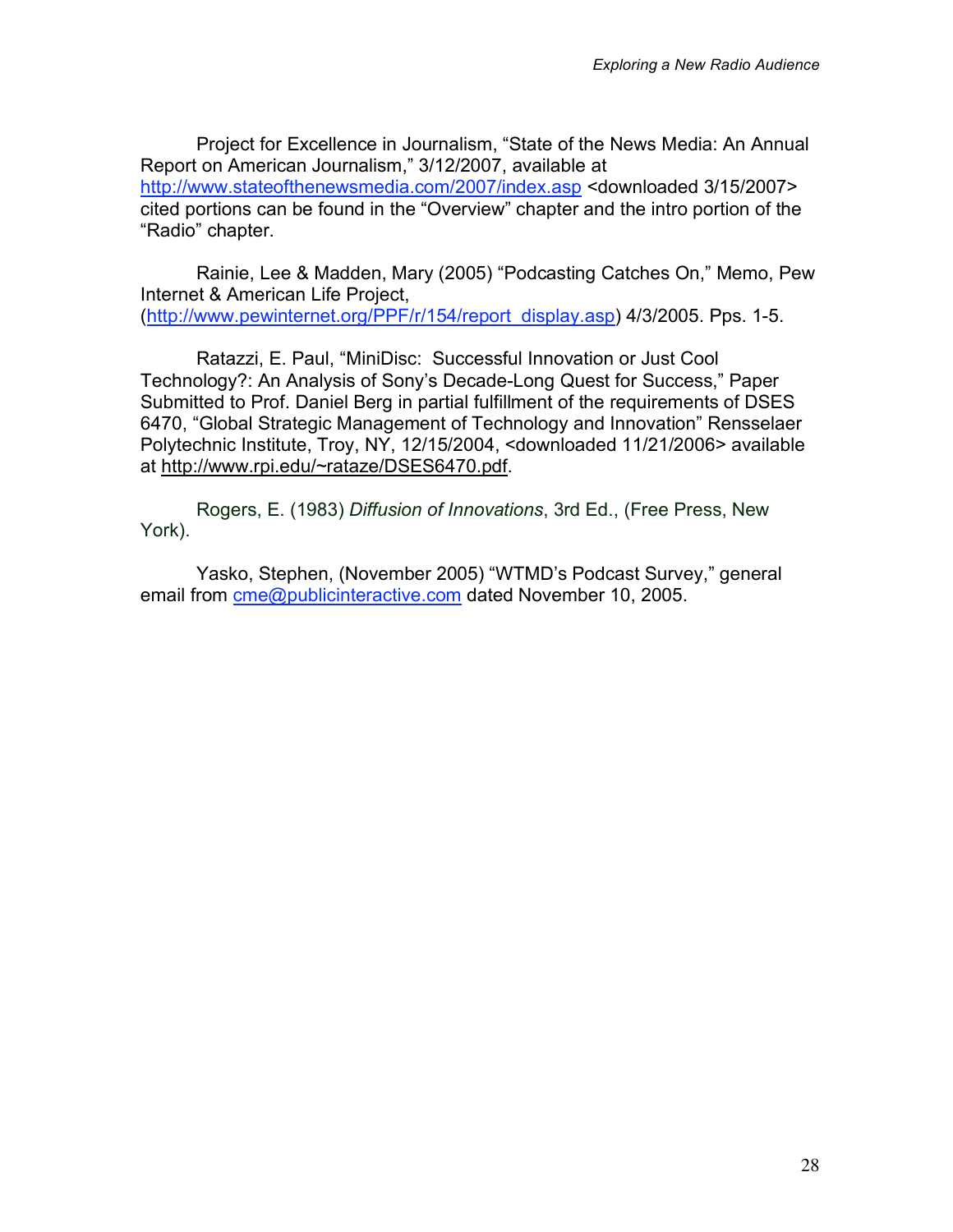Project for Excellence in Journalism, “State of the News Media: An Annual Report on American Journalism,” 3/12/2007, available at http://www.stateofthenewsmedia.com/2007/index.asp <downloaded 3/15/2007> cited portions can be found in the “Overview” chapter and the intro portion of the “Radio” chapter.

Rainie, Lee & Madden, Mary (2005) “Podcasting Catches On,” Memo, Pew Internet & American Life Project, (http://www.pewinternet.org/PPF/r/154/report_display.asp) 4/3/2005. Pps. 1-5.

Ratazzi, E. Paul, “MiniDisc: Successful Innovation or Just Cool Technology?: An Analysis of Sony’s Decade-Long Quest for Success,” Paper Submitted to Prof. Daniel Berg in partial fulfillment of the requirements of DSES 6470, “Global Strategic Management of Technology and Innovation” Rensselaer Polytechnic Institute, Troy, NY, 12/15/2004, <downloaded 11/21/2006> available at http://www.rpi.edu/~rataze/DSES6470.pdf.

Rogers, E. (1983) *Diffusion of Innovations*, 3rd Ed., (Free Press, New York).

Yasko, Stephen, (November 2005) “WTMD’s Podcast Survey,” general email from cme@publicinteractive.com dated November 10, 2005.